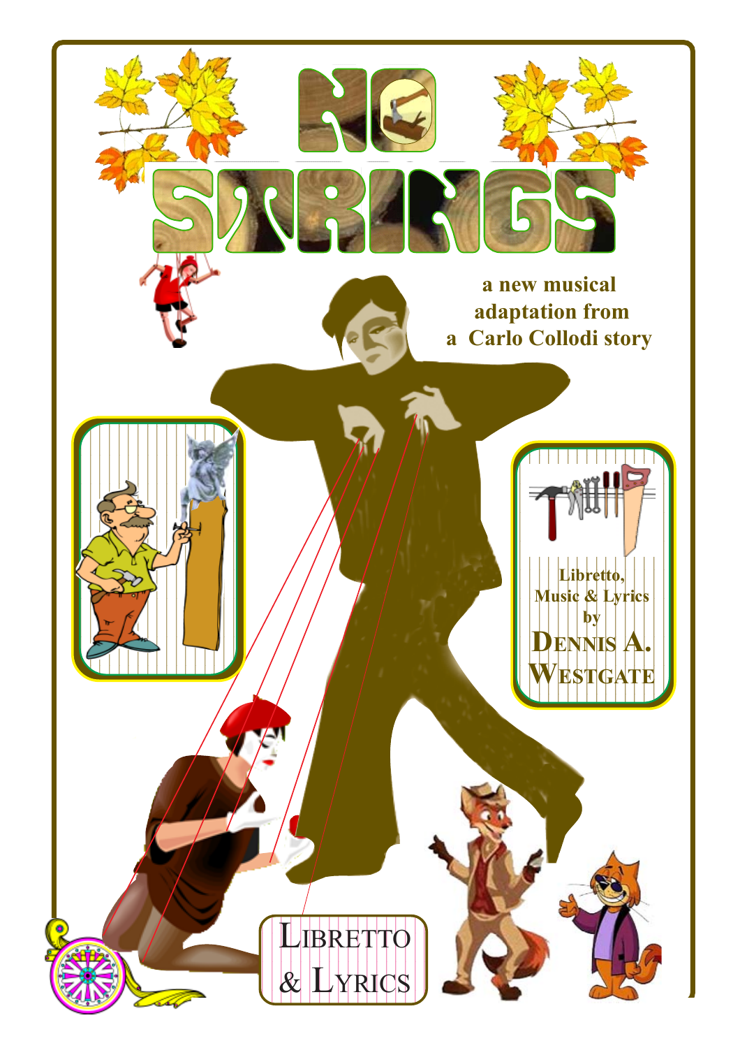# NO STRINGS

a new musical adaptation from a Carlo Collodi story

Libretto, Music & Lyrics by

**DENNIS A. WESTGATE**

LIBRETTO & LYRICS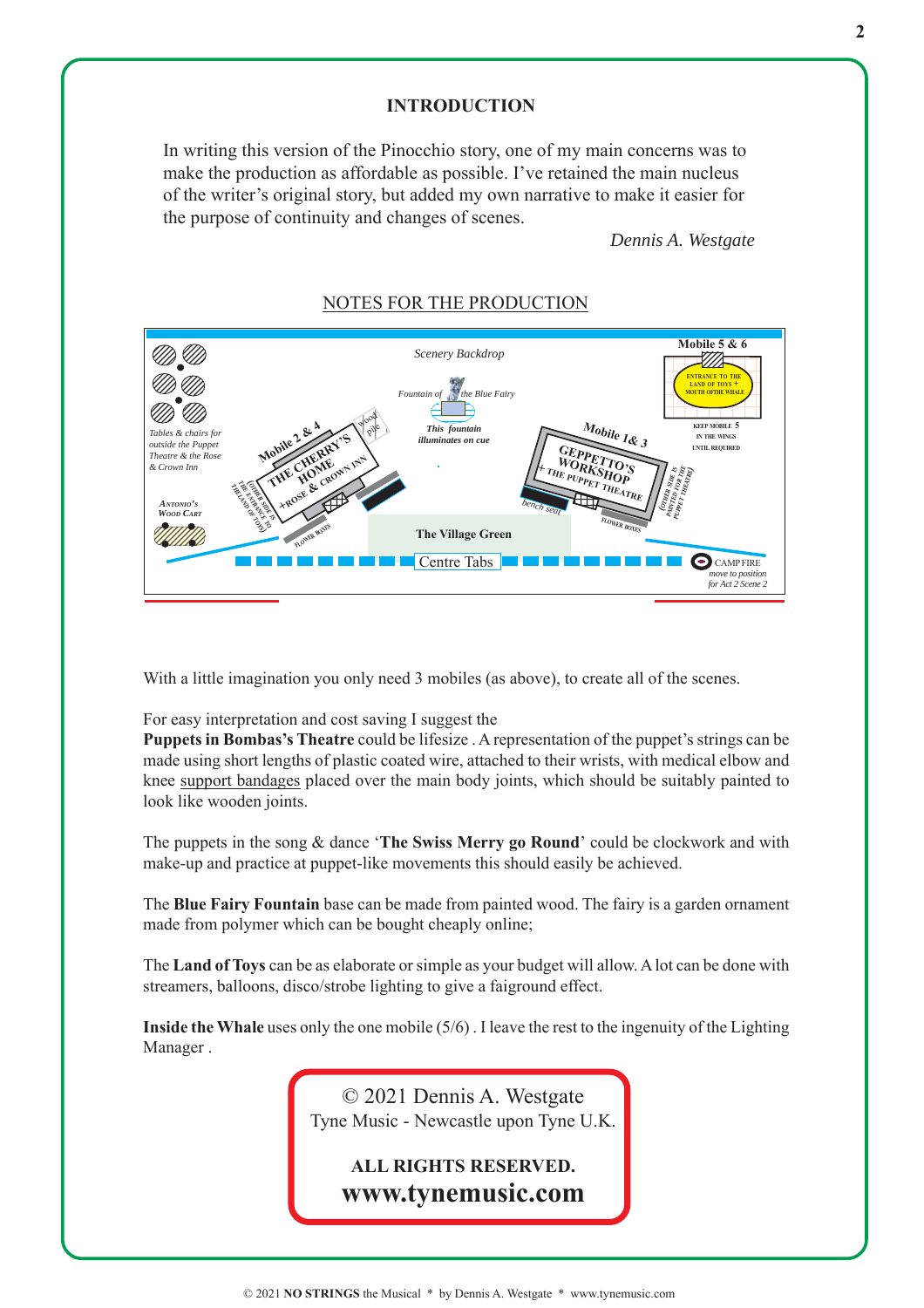## INTRODUCTION

In writing this version of the Pinocchio story, one of my main concerns was to make the production as affordable as possible. I've retained the main nucleus of the writer's original story, but added my own narrative to make it easier for the purpose of continuity and changes of scenes.

*Dennis A. Westgate*

## NOTES FOR THE PRODUCTION

Scenery Backdrop

Mobile 5 & 6

ENTRANCE TO THE LAND OF TOYS + MOUTH OFTHE WHALE

KEEP MOBILE 5 IN THE WINGS UNTIL REQUIRED

Fountain of the Blue Fairy

This fountain illuminates on cue

Tables & chairs for outside the Puppet Theatre & the Rose & Crown Inn

Mobile 2 & 4

THE CHERRY'S HOME

+ROSE & CROWN INN

wood pile

(OTHER SIDE IS THE ENTRANCE TO THE LAND OF TOYS)

Antonio's Wood Cart

FLOWER BOXES

Mobile 1& 3

GEPPETTO'S WORKSHOP

+ THE PUPPET THEATRE

(OTHER SIDE IS PAINTED FOR THE PUPPET THEATRE)

bench seat

FLOWER BOXES

The Village Green

Centre Tabs

CAMP FIRE move to position for Act 2 Scene 2

With a little imagination you only need 3 mobiles (as above), to create all of the scenes.

For easy interpretation and cost saving I suggest the **Puppets in Bombas's Theatre** could be lifesize . A representation of the puppet's strings can be made using short lengths of plastic coated wire, attached to their wrists, with medical elbow and knee support bandages placed over the main body joints, which should be suitably painted to look like wooden joints.

The puppets in the song & dance '**The Swiss Merry go Round**' could be clockwork and with make-up and practice at puppet-like movements this should easily be achieved.

The **Blue Fairy Fountain** base can be made from painted wood. The fairy is a garden ornament made from polymer which can be bought cheaply online;

The **Land of Toys** can be as elaborate or simple as your budget will allow. A lot can be done with streamers, balloons, disco/strobe lighting to give a faiground effect.

**Inside the Whale** uses only the one mobile (5/6) . I leave the rest to the ingenuity of the Lighting Manager .

© 2021 Dennis A. Westgate
Tyne Music - Newcastle upon Tyne U.K.

**ALL RIGHTS RESERVED.**
**www.tynemusic.com**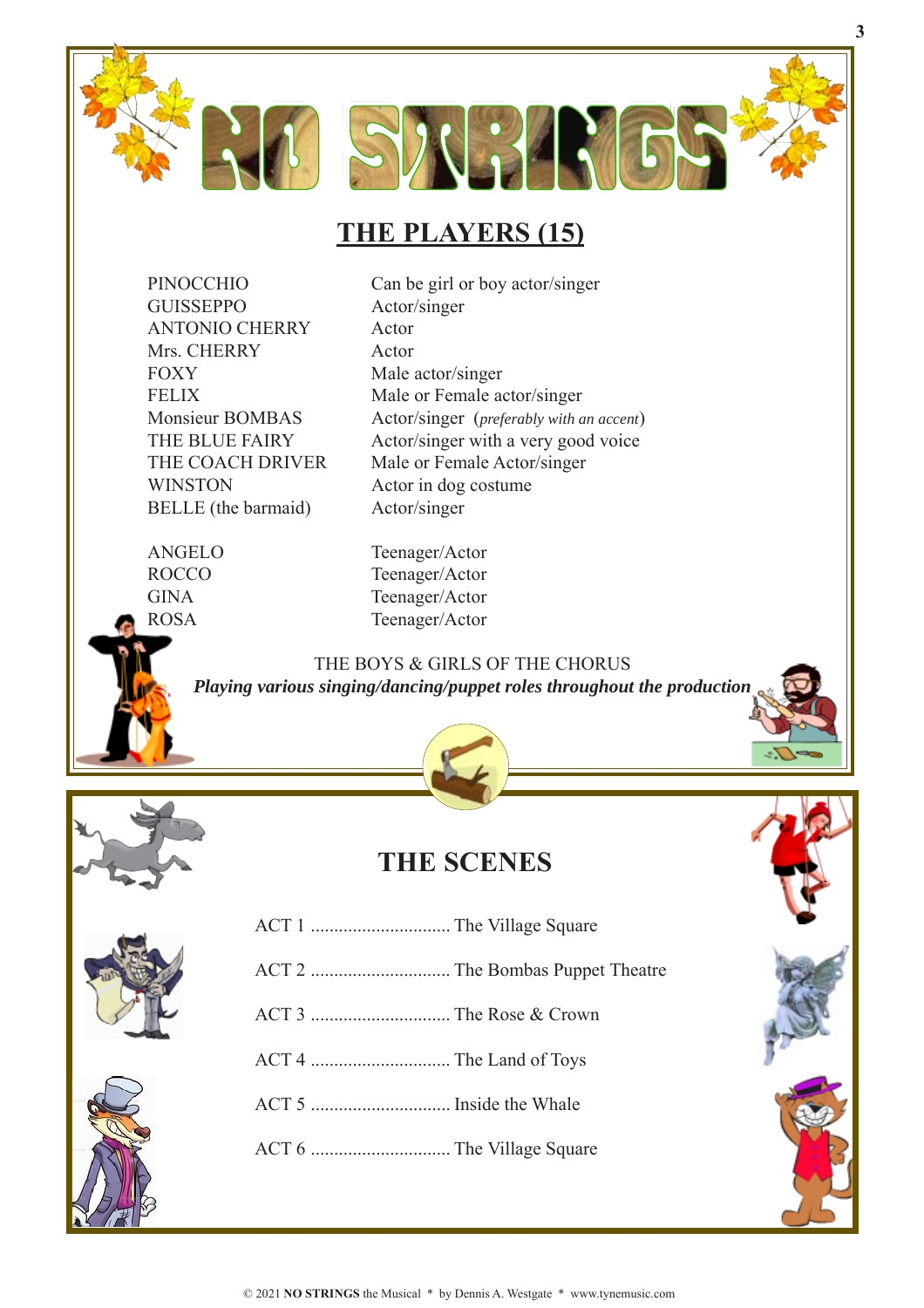# NO STRINGS

## THE PLAYERS (15)

| | |
|---|---|
| PINOCCHIO | Can be girl or boy actor/singer |
| GUISSEPPO | Actor/singer |
| ANTONIO CHERRY | Actor |
| Mrs. CHERRY | Actor |
| FOXY | Male actor/singer |
| FELIX | Male or Female actor/singer |
| Monsieur BOMBAS | Actor/singer (*preferably with an accent*) |
| THE BLUE FAIRY | Actor/singer with a very good voice |
| THE COACH DRIVER | Male or Female Actor/singer |
| WINSTON | Actor in dog costume |
| BELLE (the barmaid) | Actor/singer |
| ANGELO | Teenager/Actor |
| ROCCO | Teenager/Actor |
| GINA | Teenager/Actor |
| ROSA | Teenager/Actor |

THE BOYS & GIRLS OF THE CHORUS

***Playing various singing/dancing/puppet roles throughout the production***

## THE SCENES

ACT 1 .............................. The Village Square

ACT 2 .............................. The Bombas Puppet Theatre

ACT 3 .............................. The Rose & Crown

ACT 4 .............................. The Land of Toys

ACT 5 .............................. Inside the Whale

ACT 6 .............................. The Village Square

© 2021 **NO STRINGS** the Musical * by Dennis A. Westgate * www.tynemusic.com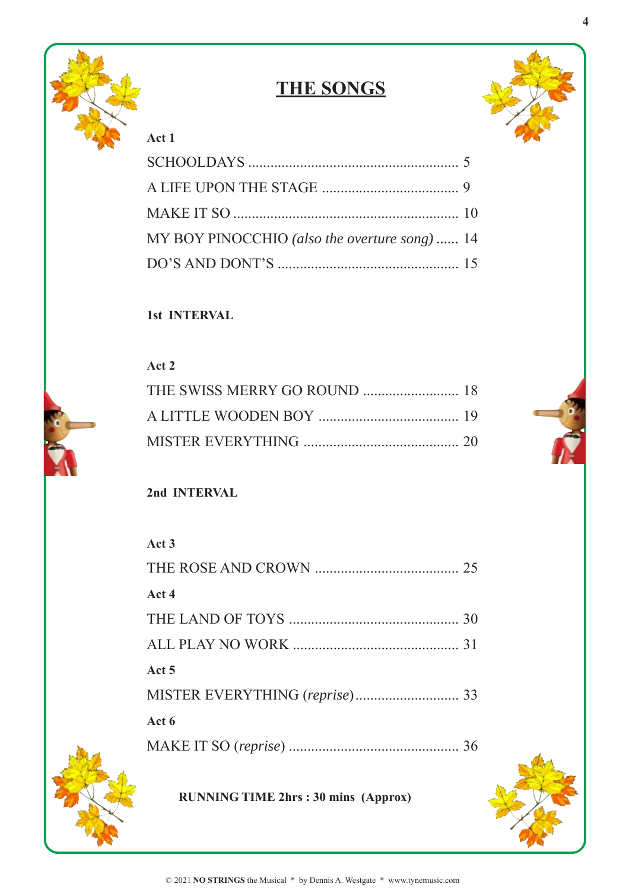# THE SONGS

**Act 1**

SCHOOLDAYS ........................................................ 5

A LIFE UPON THE STAGE ..................................... 9

MAKE IT SO ............................................................ 10

MY BOY PINOCCHIO *(also the overture song)* ...... 14

DO'S AND DONT'S ................................................ 15

**1st INTERVAL**

**Act 2**

THE SWISS MERRY GO ROUND .......................... 18

A LITTLE WOODEN BOY ..................................... 19

MISTER EVERYTHING .......................................... 20

**2nd INTERVAL**

**Act 3**

THE ROSE AND CROWN ....................................... 25

**Act 4**

THE LAND OF TOYS .............................................. 30

ALL PLAY NO WORK ............................................ 31

**Act 5**

MISTER EVERYTHING *(reprise)*............................ 33

**Act 6**

MAKE IT SO *(reprise)* .............................................. 36

**RUNNING TIME 2hrs : 30 mins (Approx)**

© 2021 **NO STRINGS** the Musical * by Dennis A. Westgate * www.tynemusic.com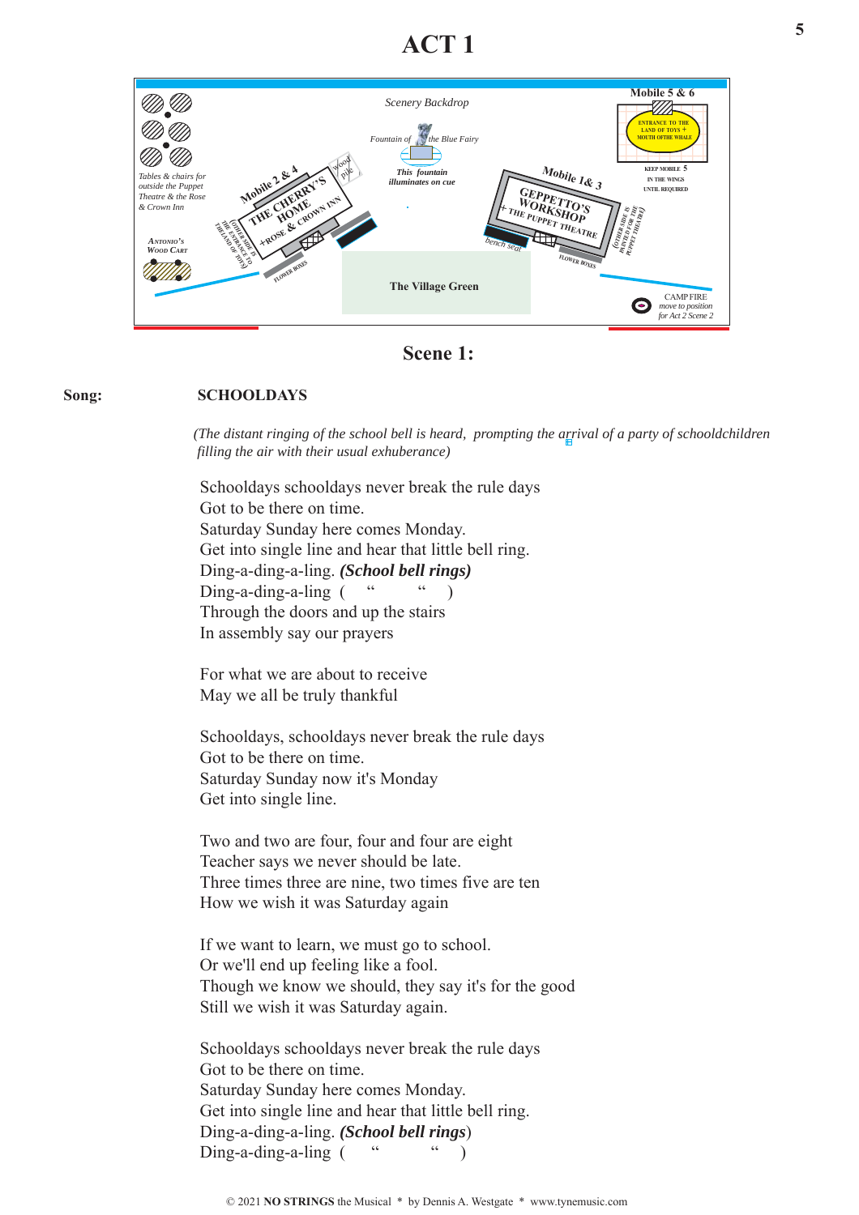# ACT 1

Scenery Backdrop

Fountain of the Blue Fairy

This fountain illuminates on cue

Mobile 5 & 6

ENTRANCE TO THE LAND OF TOYS + MOUTH OF THE WHALE

KEEP MOBILE 5 IN THE WINGS UNTIL REQUIRED

Tables & chairs for outside the Puppet Theatre & the Rose & Crown Inn

Mobile 2 & 4

THE CHERRY'S HOME

+ROSE & CROWN INN

wood pile

(OTHER SIDE IS THE ENTRANCE TO THE LAND OF TOYS)

FLOWER BOXES

ANTONIO'S WOOD CART

Mobile 1& 3

GEPPETTO'S WORKSHOP

+ THE PUPPET THEATRE

(OTHER SIDE IS PAINTED FOR THE PUPPET THEATRE)

bench seat

FLOWER BOXES

The Village Green

CAMP FIRE move to position for Act 2 Scene 2

## Scene 1:

**Song:** **SCHOOLDAYS**

*(The distant ringing of the school bell is heard, prompting the arrival of a party of schoolchildren filling the air with their usual exhuberance)*

Schooldays schooldays never break the rule days
Got to be there on time.
Saturday Sunday here comes Monday.
Get into single line and hear that little bell ring.
Ding-a-ding-a-ling. ***(School bell rings)***
Ding-a-ding-a-ling ( " " )
Through the doors and up the stairs
In assembly say our prayers

For what we are about to receive
May we all be truly thankful

Schooldays, schooldays never break the rule days
Got to be there on time.
Saturday Sunday now it's Monday
Get into single line.

Two and two are four, four and four are eight
Teacher says we never should be late.
Three times three are nine, two times five are ten
How we wish it was Saturday again

If we want to learn, we must go to school.
Or we'll end up feeling like a fool.
Though we know we should, they say it's for the good
Still we wish it was Saturday again.

Schooldays schooldays never break the rule days
Got to be there on time.
Saturday Sunday here comes Monday.
Get into single line and hear that little bell ring.
Ding-a-ding-a-ling. ***(School bell rings)***
Ding-a-ding-a-ling ( " " )

© 2021 **NO STRINGS** the Musical * by Dennis A. Westgate * www.tynemusic.com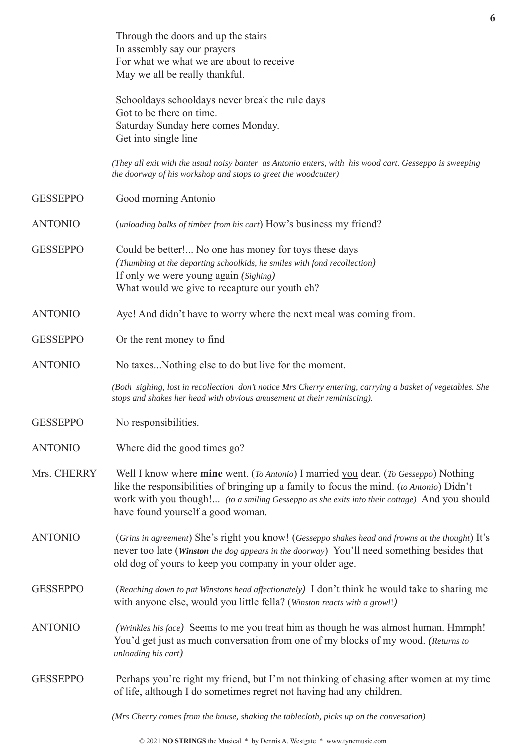Through the doors and up the stairs
In assembly say our prayers
For what we what we are about to receive
May we all be really thankful.

Schooldays schooldays never break the rule days
Got to be there on time.
Saturday Sunday here comes Monday.
Get into single line

*(They all exit with the usual noisy banter as Antonio enters, with his wood cart. Gesseppo is sweeping the doorway of his workshop and stops to greet the woodcutter)*

GESSEPPO Good morning Antonio

ANTONIO (*unloading balks of timber from his cart*) How's business my friend?

GESSEPPO Could be better!... No one has money for toys these days
*(Thumbing at the departing schoolkids, he smiles with fond recollection)*
If only we were young again *(Sighing)*
What would we give to recapture our youth eh?

ANTONIO Aye! And didn't have to worry where the next meal was coming from.

GESSEPPO Or the rent money to find

ANTONIO No taxes...Nothing else to do but live for the moment.

*(Both sighing, lost in recollection don't notice Mrs Cherry entering, carrying a basket of vegetables. She stops and shakes her head with obvious amusement at their reminiscing).*

GESSEPPO No responsibilities.

ANTONIO Where did the good times go?

Mrs. CHERRY Well I know where **mine** went. (*To Antonio*) I married <u>you</u> dear. (*To Gesseppo*) Nothing like the <u>responsibilities</u> of bringing up a family to focus the mind. (*to Antonio*) Didn't work with you though!... *(to a smiling Gesseppo as she exits into their cottage)* And you should have found yourself a good woman.

ANTONIO (*Grins in agreement*) She's right you know! (*Gesseppo shakes head and frowns at the thought*) It's never too late (***Winston*** *the dog appears in the doorway*) You'll need something besides that old dog of yours to keep you company in your older age.

GESSEPPO (*Reaching down to pat Winstons head affectionately)* I don't think he would take to sharing me with anyone else, would you little fella? (*Winston reacts with a growl!)*

ANTONIO *(Wrinkles his face)* Seems to me you treat him as though he was almost human. Hmmph! You'd get just as much conversation from one of my blocks of my wood. *(Returns to unloading his cart)*

GESSEPPO Perhaps you're right my friend, but I'm not thinking of chasing after women at my time of life, although I do sometimes regret not having had any children.

*(Mrs Cherry comes from the house, shaking the tablecloth, picks up on the convesation)*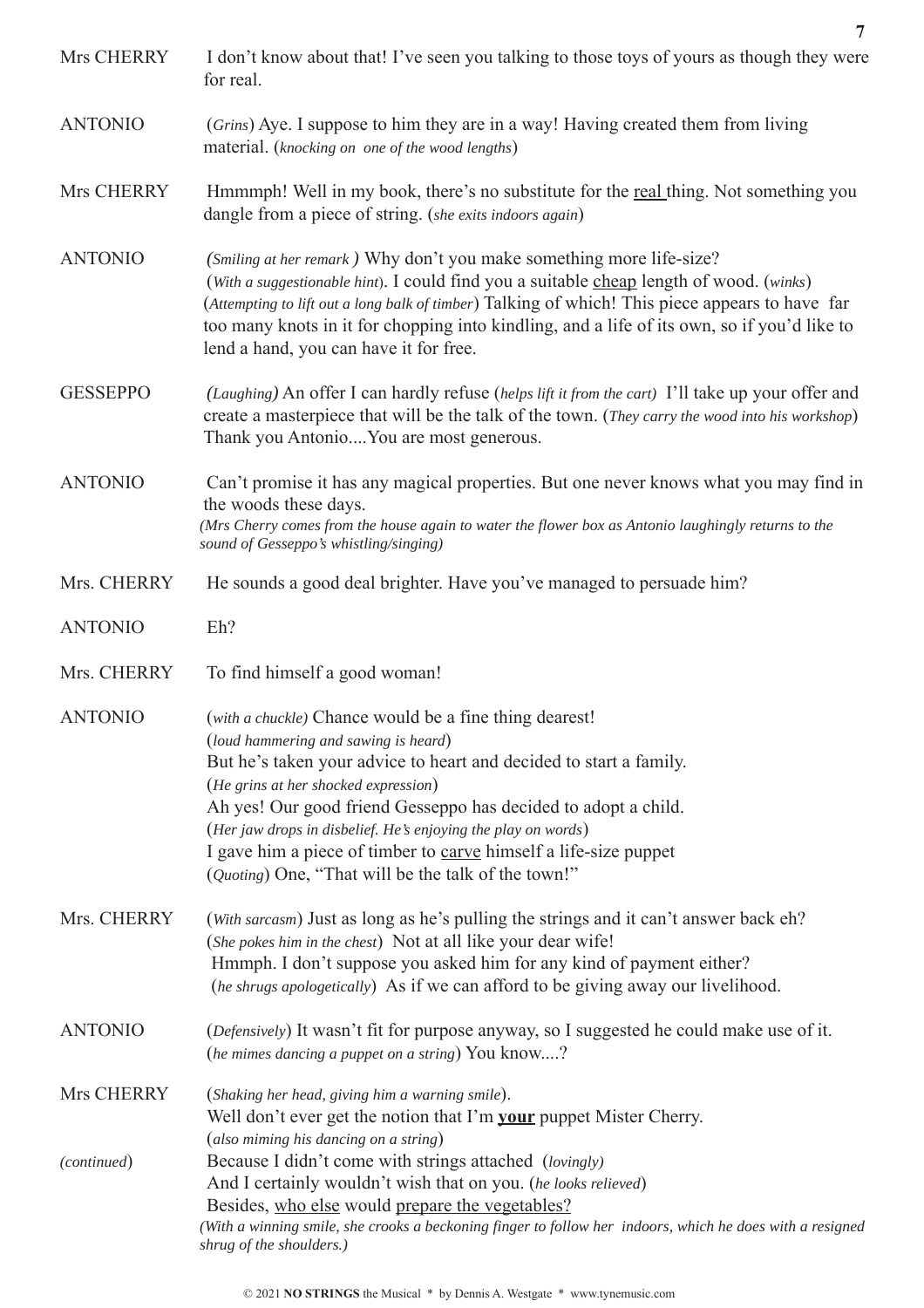**Mrs CHERRY** I don't know about that! I've seen you talking to those toys of yours as though they were for real.

**ANTONIO** (*Grins*) Aye. I suppose to him they are in a way! Having created them from living material. (*knocking on one of the wood lengths*)

**Mrs CHERRY** Hmmmph! Well in my book, there's no substitute for the <u>real</u> thing. Not something you dangle from a piece of string. (*she exits indoors again*)

**ANTONIO** (*Smiling at her remark*) Why don't you make something more life-size? (*With a suggestionable hint*). I could find you a suitable <u>cheap</u> length of wood. (*winks*) (*Attempting to lift out a long balk of timber*) Talking of which! This piece appears to have far too many knots in it for chopping into kindling, and a life of its own, so if you'd like to lend a hand, you can have it for free.

**GESSEPPO** (*Laughing*) An offer I can hardly refuse (*helps lift it from the cart*) I'll take up your offer and create a masterpiece that will be the talk of the town. (*They carry the wood into his workshop*) Thank you Antonio....You are most generous.

**ANTONIO** Can't promise it has any magical properties. But one never knows what you may find in the woods these days.
*(Mrs Cherry comes from the house again to water the flower box as Antonio laughingly returns to the sound of Gesseppo's whistling/singing)*

**Mrs. CHERRY** He sounds a good deal brighter. Have you've managed to persuade him?

**ANTONIO** Eh?

**Mrs. CHERRY** To find himself a good woman!

**ANTONIO** (*with a chuckle)* Chance would be a fine thing dearest!
(*loud hammering and sawing is heard*)
But he's taken your advice to heart and decided to start a family.
(*He grins at her shocked expression*)
Ah yes! Our good friend Gesseppo has decided to adopt a child.
(*Her jaw drops in disbelief. He's enjoying the play on words*)
I gave him a piece of timber to <u>carve</u> himself a life-size puppet
(*Quoting*) One, "That will be the talk of the town!"

**Mrs. CHERRY** (*With sarcasm*) Just as long as he's pulling the strings and it can't answer back eh?
(*She pokes him in the chest*) Not at all like your dear wife!
Hmmph. I don't suppose you asked him for any kind of payment either?
(*he shrugs apologetically*) As if we can afford to be giving away our livelihood.

**ANTONIO** (*Defensively*) It wasn't fit for purpose anyway, so I suggested he could make use of it.
(*he mimes dancing a puppet on a string*) You know....?

**Mrs CHERRY** (*Shaking her head, giving him a warning smile*).
Well don't ever get the notion that I'm <u>**your**</u> puppet Mister Cherry.
(*also miming his dancing on a string*)

*(continued)* Because I didn't come with strings attached (*lovingly)*
And I certainly wouldn't wish that on you. (*he looks relieved*)
Besides, <u>who else</u> would <u>prepare the vegetables?</u>
*(With a winning smile, she crooks a beckoning finger to follow her indoors, which he does with a resigned shrug of the shoulders.)*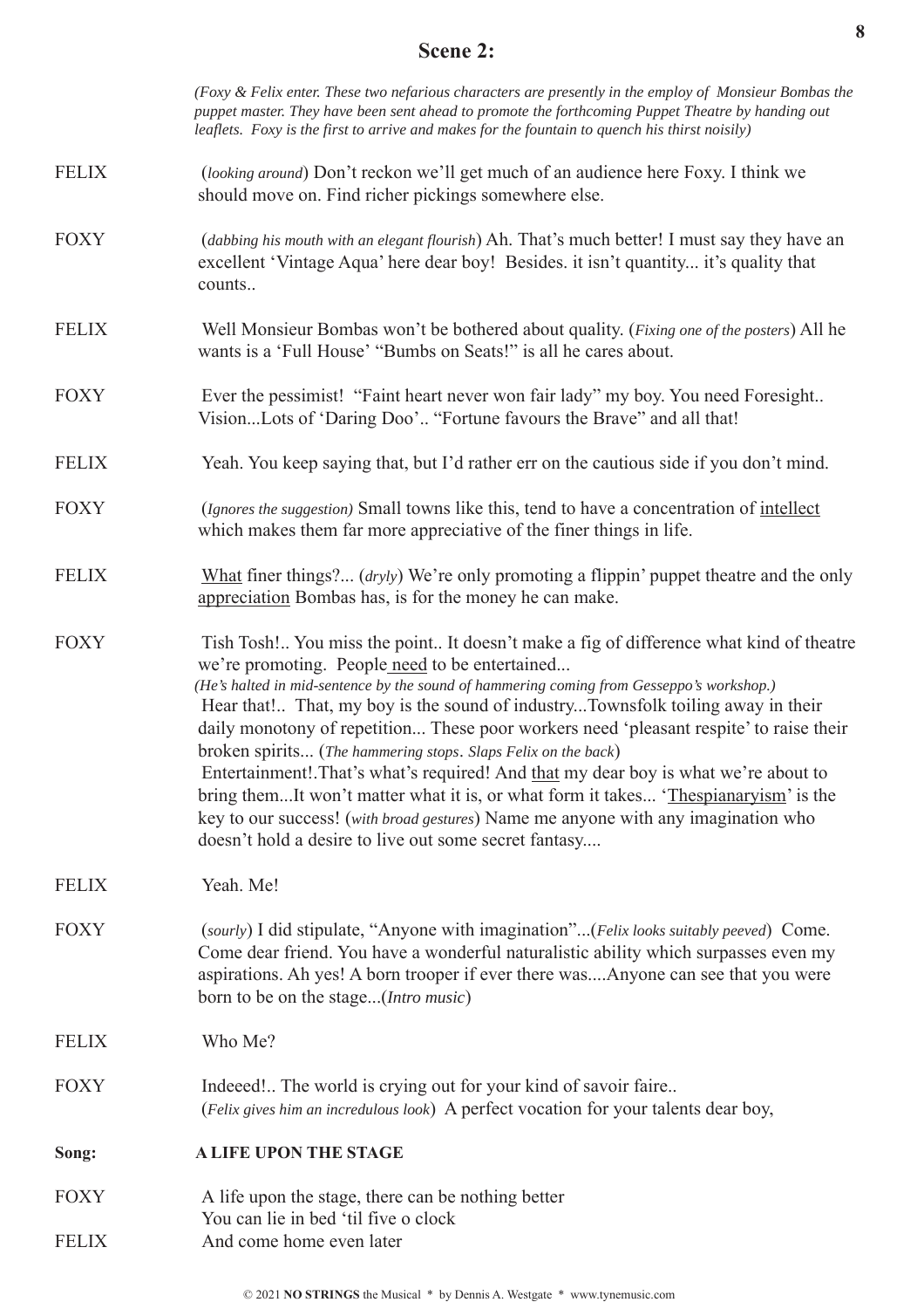## Scene 2:

*(Foxy & Felix enter. These two nefarious characters are presently in the employ of Monsieur Bombas the puppet master. They have been sent ahead to promote the forthcoming Puppet Theatre by handing out leaflets. Foxy is the first to arrive and makes for the fountain to quench his thirst noisily)*

FELIX (*looking around*) Don't reckon we'll get much of an audience here Foxy. I think we should move on. Find richer pickings somewhere else.

FOXY (*dabbing his mouth with an elegant flourish*) Ah. That's much better! I must say they have an excellent 'Vintage Aqua' here dear boy! Besides. it isn't quantity... it's quality that counts..

FELIX Well Monsieur Bombas won't be bothered about quality. (*Fixing one of the posters*) All he wants is a 'Full House' "Bumbs on Seats!" is all he cares about.

FOXY Ever the pessimist! "Faint heart never won fair lady" my boy. You need Foresight.. Vision...Lots of 'Daring Doo'.. "Fortune favours the Brave" and all that!

FELIX Yeah. You keep saying that, but I'd rather err on the cautious side if you don't mind.

FOXY (*Ignores the suggestion)* Small towns like this, tend to have a concentration of <u>intellect</u> which makes them far more appreciative of the finer things in life.

FELIX <u>What</u> finer things?... (*dryly*) We're only promoting a flippin' puppet theatre and the only <u>appreciation</u> Bombas has, is for the money he can make.

FOXY Tish Tosh!.. You miss the point.. It doesn't make a fig of difference what kind of theatre we're promoting. People <u>need</u> to be entertained...
*(He's halted in mid-sentence by the sound of hammering coming from Gesseppo's workshop.)*
Hear that!.. That, my boy is the sound of industry...Townsfolk toiling away in their daily monotony of repetition... These poor workers need 'pleasant respite' to raise their broken spirits... (*The hammering stops*. *Slaps Felix on the back*)
Entertainment!.That's what's required! And <u>that</u> my dear boy is what we're about to bring them...It won't matter what it is, or what form it takes... '<u>Thespianaryism</u>' is the key to our success! (*with broad gestures*) Name me anyone with any imagination who doesn't hold a desire to live out some secret fantasy....

FELIX Yeah. Me!

FOXY (*sourly*) I did stipulate, "Anyone with imagination"...(*Felix looks suitably peeved*) Come. Come dear friend. You have a wonderful naturalistic ability which surpasses even my aspirations. Ah yes! A born trooper if ever there was....Anyone can see that you were born to be on the stage...(*Intro music*)

FELIX Who Me?

FOXY Indeeed!.. The world is crying out for your kind of savoir faire..
(*Felix gives him an incredulous look*) A perfect vocation for your talents dear boy,

**Song:** **A LIFE UPON THE STAGE**

FOXY A life upon the stage, there can be nothing better
You can lie in bed 'til five o clock

FELIX And come home even later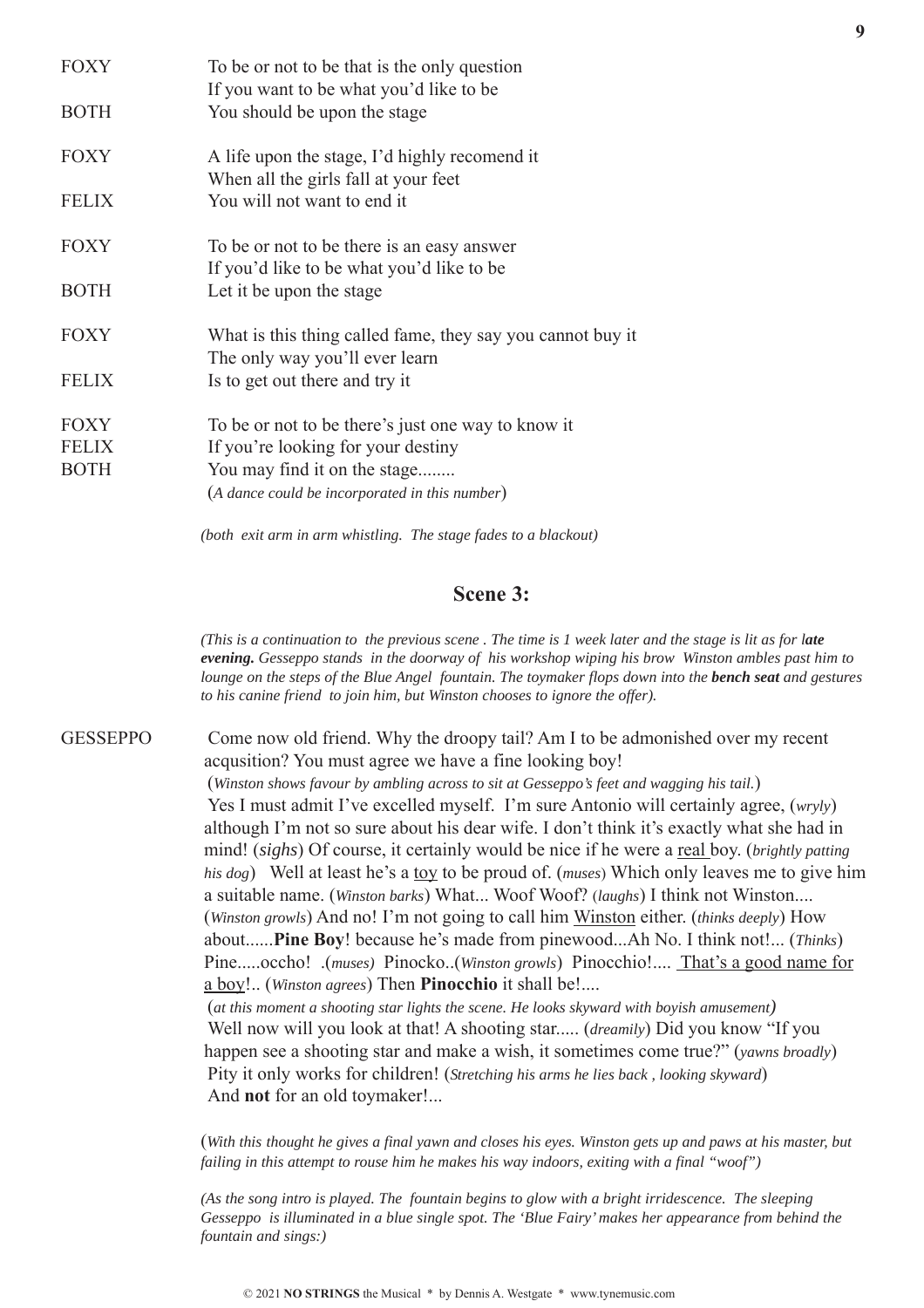FOXY To be or not to be that is the only question
If you want to be what you'd like to be

BOTH You should be upon the stage

FOXY A life upon the stage, I'd highly recomend it
When all the girls fall at your feet

FELIX You will not want to end it

FOXY To be or not to be there is an easy answer
If you'd like to be what you'd like to be

BOTH Let it be upon the stage

FOXY What is this thing called fame, they say you cannot buy it
The only way you'll ever learn

FELIX Is to get out there and try it

FOXY To be or not to be there's just one way to know it

FELIX If you're looking for your destiny

BOTH You may find it on the stage........
(*A dance could be incorporated in this number*)

*(both exit arm in arm whistling. The stage fades to a blackout)*

## Scene 3:

*(This is a continuation to the previous scene . The time is 1 week later and the stage is lit as for **late evening.** Gesseppo stands in the doorway of his workshop wiping his brow Winston ambles past him to lounge on the steps of the Blue Angel fountain. The toymaker flops down into the **bench seat** and gestures to his canine friend to join him, but Winston chooses to ignore the offer).*

GESSEPPO Come now old friend. Why the droopy tail? Am I to be admonished over my recent acqusition? You must agree we have a fine looking boy!
(*Winston shows favour by ambling across to sit at Gesseppo's feet and wagging his tail.*)
Yes I must admit I've excelled myself. I'm sure Antonio will certainly agree, (*wryly*) although I'm not so sure about his dear wife. I don't think it's exactly what she had in mind! (*sighs*) Of course, it certainly would be nice if he were a real boy. (*brightly patting his dog*) Well at least he's a toy to be proud of. (*muses*) Which only leaves me to give him a suitable name. (*Winston barks*) What... Woof Woof? (*laughs*) I think not Winston.... (*Winston growls*) And no! I'm not going to call him Winston either. (*thinks deeply*) How about......**Pine Boy**! because he's made from pinewood...Ah No. I think not!... (*Thinks*) Pine.....occho! .(*muses)* Pinocko..(*Winston growls*) Pinocchio!.... That's a good name for a boy!.. (*Winston agrees*) Then **Pinocchio** it shall be!....
(*at this moment a shooting star lights the scene. He looks skyward with boyish amusement)*
Well now will you look at that! A shooting star..... (*dreamily*) Did you know "If you happen see a shooting star and make a wish, it sometimes come true?" (*yawns broadly*) Pity it only works for children! (*Stretching his arms he lies back , looking skyward*)
And **not** for an old toymaker!...

(*With this thought he gives a final yawn and closes his eyes. Winston gets up and paws at his master, but failing in this attempt to rouse him he makes his way indoors, exiting with a final "woof")*

*(As the song intro is played. The fountain begins to glow with a bright irridescence. The sleeping Gesseppo is illuminated in a blue single spot. The 'Blue Fairy' makes her appearance from behind the fountain and sings:)*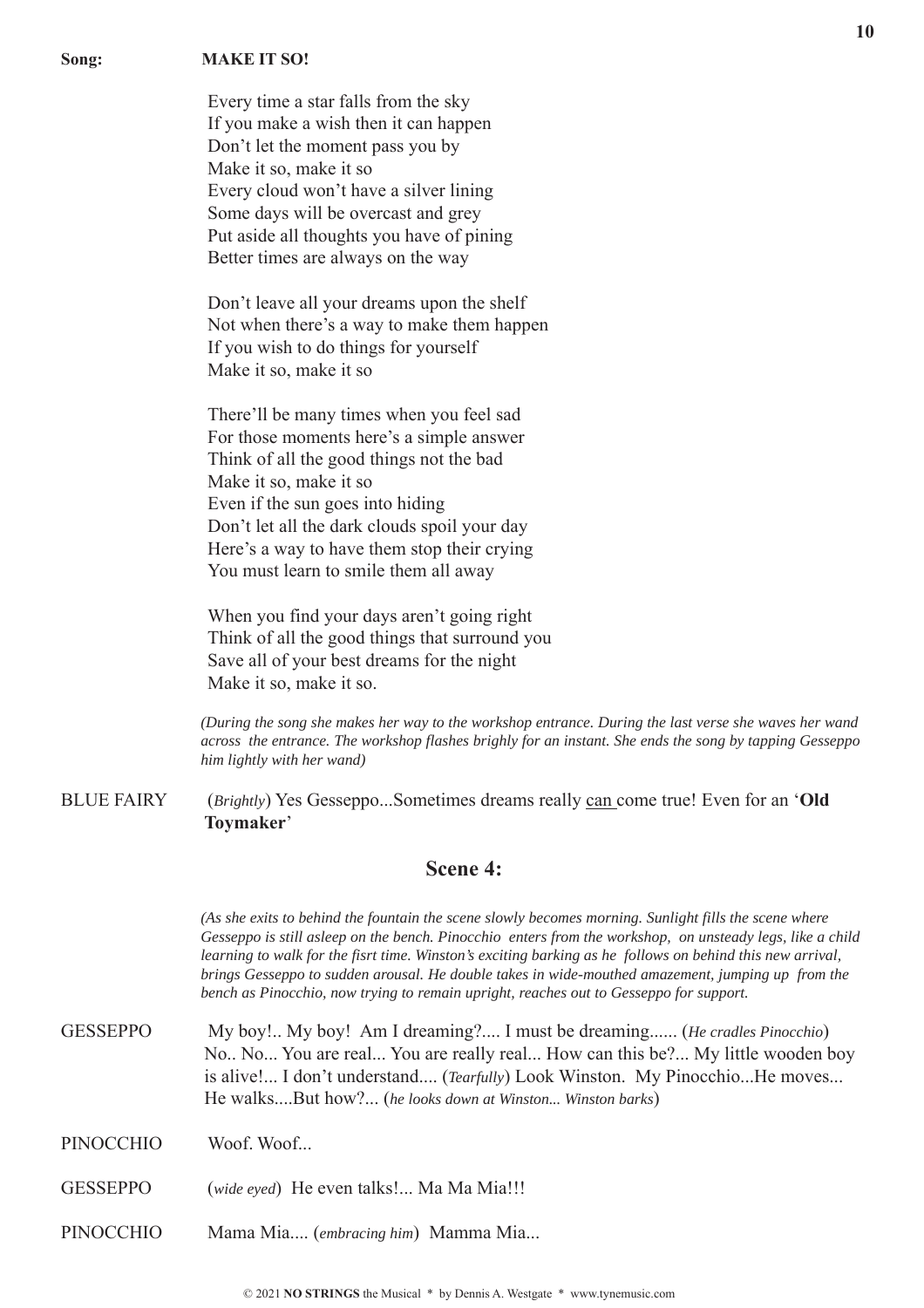**Song:** **MAKE IT SO!**

Every time a star falls from the sky
If you make a wish then it can happen
Don't let the moment pass you by
Make it so, make it so
Every cloud won't have a silver lining
Some days will be overcast and grey
Put aside all thoughts you have of pining
Better times are always on the way

Don't leave all your dreams upon the shelf
Not when there's a way to make them happen
If you wish to do things for yourself
Make it so, make it so

There'll be many times when you feel sad
For those moments here's a simple answer
Think of all the good things not the bad
Make it so, make it so
Even if the sun goes into hiding
Don't let all the dark clouds spoil your day
Here's a way to have them stop their crying
You must learn to smile them all away

When you find your days aren't going right
Think of all the good things that surround you
Save all of your best dreams for the night
Make it so, make it so.

*(During the song she makes her way to the workshop entrance. During the last verse she waves her wand across the entrance. The workshop flashes brighly for an instant. She ends the song by tapping Gesseppo him lightly with her wand)*

BLUE FAIRY (*Brightly*) Yes Gesseppo...Sometimes dreams really can come true! Even for an '**Old Toymaker**'

## Scene 4:

*(As she exits to behind the fountain the scene slowly becomes morning. Sunlight fills the scene where Gesseppo is still asleep on the bench. Pinocchio enters from the workshop, on unsteady legs, like a child learning to walk for the fisrt time. Winston's exciting barking as he follows on behind this new arrival, brings Gesseppo to sudden arousal. He double takes in wide-mouthed amazement, jumping up from the bench as Pinocchio, now trying to remain upright, reaches out to Gesseppo for support.*

GESSEPPO My boy!.. My boy! Am I dreaming?.... I must be dreaming...... (*He cradles Pinocchio*) No.. No... You are real... You are really real... How can this be?... My little wooden boy is alive!... I don't understand.... (*Tearfully*) Look Winston. My Pinocchio...He moves... He walks....But how?... (*he looks down at Winston... Winston barks*)

PINOCCHIO Woof. Woof...

GESSEPPO (*wide eyed*) He even talks!... Ma Ma Mia!!!

PINOCCHIO Mama Mia.... (*embracing him*) Mamma Mia...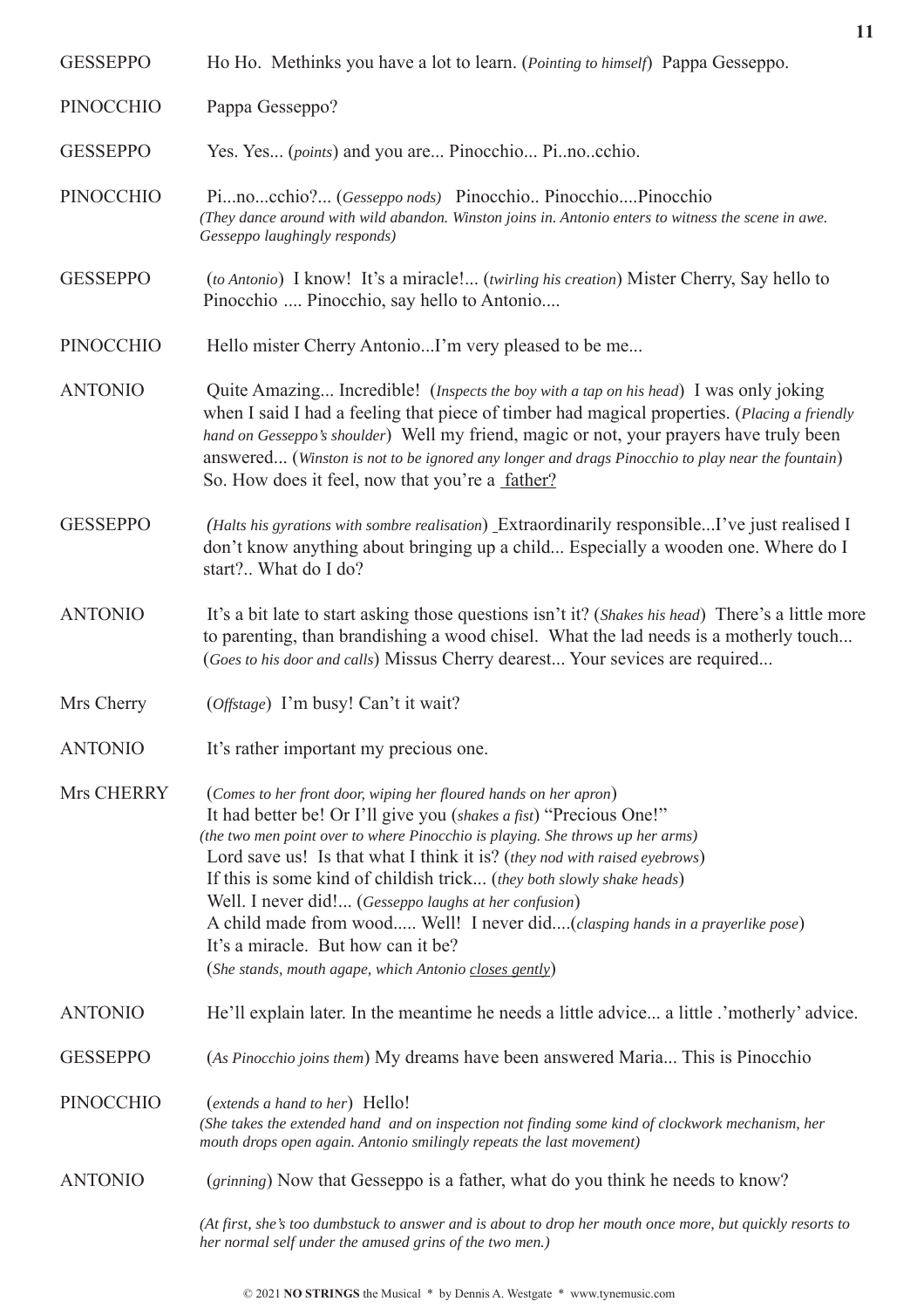GESSEPPO Ho Ho. Methinks you have a lot to learn. (*Pointing to himself*) Pappa Gesseppo.

PINOCCHIO Pappa Gesseppo?

GESSEPPO Yes. Yes... (*points*) and you are... Pinocchio... Pi..no..cchio.

PINOCCHIO Pi...no...cchio?... (*Gesseppo nods*) Pinocchio.. Pinocchio....Pinocchio
*(They dance around with wild abandon. Winston joins in. Antonio enters to witness the scene in awe. Gesseppo laughingly responds)*

GESSEPPO (*to Antonio*) I know! It's a miracle!... (*twirling his creation*) Mister Cherry, Say hello to Pinocchio .... Pinocchio, say hello to Antonio....

PINOCCHIO Hello mister Cherry Antonio...I'm very pleased to be me...

ANTONIO Quite Amazing... Incredible! (*Inspects the boy with a tap on his head*) I was only joking when I said I had a feeling that piece of timber had magical properties. (*Placing a friendly hand on Gesseppo's shoulder*) Well my friend, magic or not, your prayers have truly been answered... (*Winston is not to be ignored any longer and drags Pinocchio to play near the fountain*) So. How does it feel, now that you're a <u>father?</u>

GESSEPPO *(Halts his gyrations with sombre realisation*) Extraordinarily responsible...I've just realised I don't know anything about bringing up a child... Especially a wooden one. Where do I start?.. What do I do?

ANTONIO It's a bit late to start asking those questions isn't it? (*Shakes his head*) There's a little more to parenting, than brandishing a wood chisel. What the lad needs is a motherly touch... (*Goes to his door and calls*) Missus Cherry dearest... Your sevices are required...

Mrs Cherry (*Offstage*) I'm busy! Can't it wait?

ANTONIO It's rather important my precious one.

Mrs CHERRY (*Comes to her front door, wiping her floured hands on her apron*)
It had better be! Or I'll give you (*shakes a fist*) "Precious One!"
*(the two men point over to where Pinocchio is playing. She throws up her arms)*
Lord save us! Is that what I think it is? (*they nod with raised eyebrows*)
If this is some kind of childish trick... (*they both slowly shake heads*)
Well. I never did!... (*Gesseppo laughs at her confusion*)
A child made from wood..... Well! I never did....(*clasping hands in a prayerlike pose*)
It's a miracle. But how can it be?
(*She stands, mouth agape, which Antonio <u>closes gently</u>*)

ANTONIO He'll explain later. In the meantime he needs a little advice... a little .'motherly' advice.

GESSEPPO (*As Pinocchio joins them*) My dreams have been answered Maria... This is Pinocchio

PINOCCHIO (*extends a hand to her*) Hello!
*(She takes the extended hand and on inspection not finding some kind of clockwork mechanism, her mouth drops open again. Antonio smilingly repeats the last movement)*

ANTONIO (*grinning*) Now that Gesseppo is a father, what do you think he needs to know?

*(At first, she's too dumbstuck to answer and is about to drop her mouth once more, but quickly resorts to her normal self under the amused grins of the two men.)*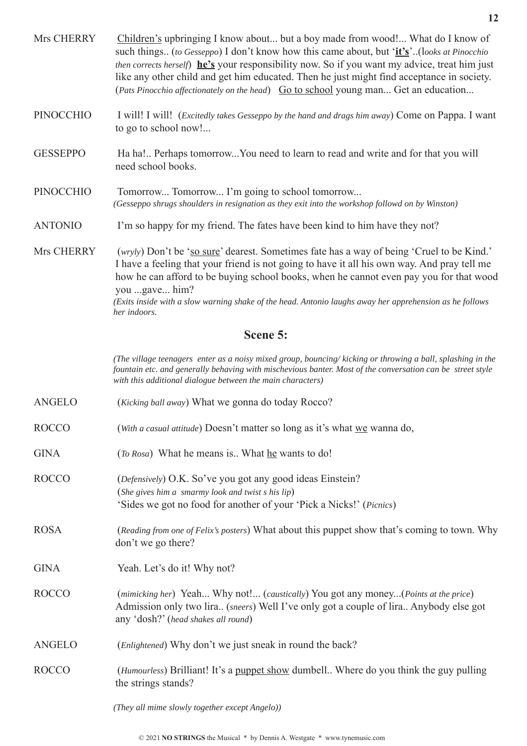Mrs CHERRY	Children's upbringing I know about... but a boy made from wood!... What do I know of such things.. (*to Gesseppo*) I don't know how this came about, but '**it's**'..(l*ooks at Pinocchio then corrects herself*) **he's** your responsibility now. So if you want my advice, treat him just like any other child and get him educated. Then he just might find acceptance in society. (*Pats Pinocchio affectionately on the head*) Go to school young man... Get an education...

PINOCCHIO	I will! I will! (*Excitedly takes Gesseppo by the hand and drags him away*) Come on Pappa. I want to go to school now!...

GESSEPPO	Ha ha!.. Perhaps tomorrow...You need to learn to read and write and for that you will need school books.

PINOCCHIO	Tomorrow... Tomorrow... I'm going to school tomorrow...
*(Gesseppo shrugs shoulders in resignation as they exit into the workshop followd on by Winston)*

ANTONIO	I'm so happy for my friend. The fates have been kind to him have they not?

Mrs CHERRY	(*wryly*) Don't be 'so sure' dearest. Sometimes fate has a way of being 'Cruel to be Kind.' I have a feeling that your friend is not going to have it all his own way. And pray tell me how he can afford to be buying school books, when he cannot even pay you for that wood you ...gave... him?
*(Exits inside with a slow warning shake of the head. Antonio laughs away her apprehension as he follows her indoors.*

## Scene 5:

*(The village teenagers enter as a noisy mixed group, bouncing/ kicking or throwing a ball, splashing in the fountain etc. and generally behaving with mischevious banter. Most of the conversation can be street style with this additional dialogue between the main characters)*

ANGELO	(*Kicking ball away*) What we gonna do today Rocco?

ROCCO	(*With a casual attitude*) Doesn't matter so long as it's what we wanna do,

GINA	(*To Rosa*) What he means is.. What he wants to do!

ROCCO	(*Defensively*) O.K. So've you got any good ideas Einstein?
(*She gives him a smarmy look and twist s his lip*)
'Sides we got no food for another of your 'Pick a Nicks!' (*Picnics*)

ROSA	(*Reading from one of Felix's posters*) What about this puppet show that's coming to town. Why don't we go there?

GINA	Yeah. Let's do it! Why not?

ROCCO	(*mimicking her*) Yeah... Why not!... (*caustically*) You got any money...(*Points at the price*) Admission only two lira.. (*sneers*) Well I've only got a couple of lira.. Anybody else got any 'dosh?' (*head shakes all round*)

ANGELO	(*Enlightened*) Why don't we just sneak in round the back?

ROCCO	(*Humourless*) Brilliant! It's a puppet show dumbell.. Where do you think the guy pulling the strings stands?

*(They all mime slowly together except Angelo))*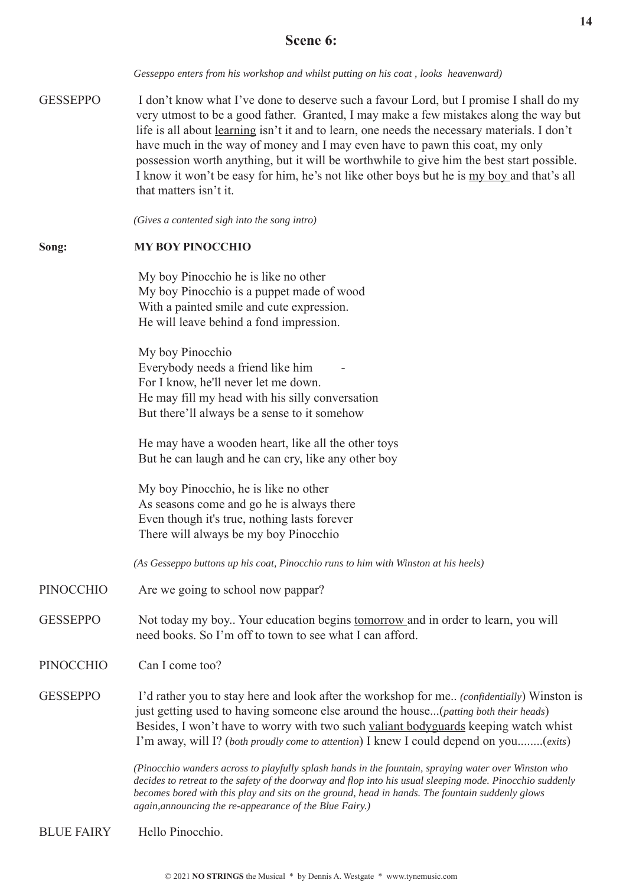## Scene 6:

*Gesseppo enters from his workshop and whilst putting on his coat , looks heavenward)*

GESSEPPO I don't know what I've done to deserve such a favour Lord, but I promise I shall do my very utmost to be a good father. Granted, I may make a few mistakes along the way but life is all about <u>learning</u> isn't it and to learn, one needs the necessary materials. I don't have much in the way of money and I may even have to pawn this coat, my only possession worth anything, but it will be worthwhile to give him the best start possible. I know it won't be easy for him, he's not like other boys but he is <u>my boy</u> and that's all that matters isn't it.

*(Gives a contented sigh into the song intro)*

**Song:** **MY BOY PINOCCHIO**

My boy Pinocchio he is like no other
My boy Pinocchio is a puppet made of wood
With a painted smile and cute expression.
He will leave behind a fond impression.

My boy Pinocchio
Everybody needs a friend like him -
For I know, he'll never let me down.
He may fill my head with his silly conversation
But there'll always be a sense to it somehow

He may have a wooden heart, like all the other toys
But he can laugh and he can cry, like any other boy

My boy Pinocchio, he is like no other
As seasons come and go he is always there
Even though it's true, nothing lasts forever
There will always be my boy Pinocchio

*(As Gesseppo buttons up his coat, Pinocchio runs to him with Winston at his heels)*

PINOCCHIO Are we going to school now pappar?

GESSEPPO Not today my boy.. Your education begins <u>tomorrow</u> and in order to learn, you will need books. So I'm off to town to see what I can afford.

PINOCCHIO Can I come too?

GESSEPPO I'd rather you to stay here and look after the workshop for me.. *(confidentially)* Winston is just getting used to having someone else around the house...(*patting both their heads*) Besides, I won't have to worry with two such <u>valiant bodyguards</u> keeping watch whist I'm away, will I? (*both proudly come to attention*) I knew I could depend on you........(*exits*)

*(Pinocchio wanders across to playfully splash hands in the fountain, spraying water over Winston who decides to retreat to the safety of the doorway and flop into his usual sleeping mode. Pinocchio suddenly becomes bored with this play and sits on the ground, head in hands. The fountain suddenly glows again,announcing the re-appearance of the Blue Fairy.)*

BLUE FAIRY Hello Pinocchio.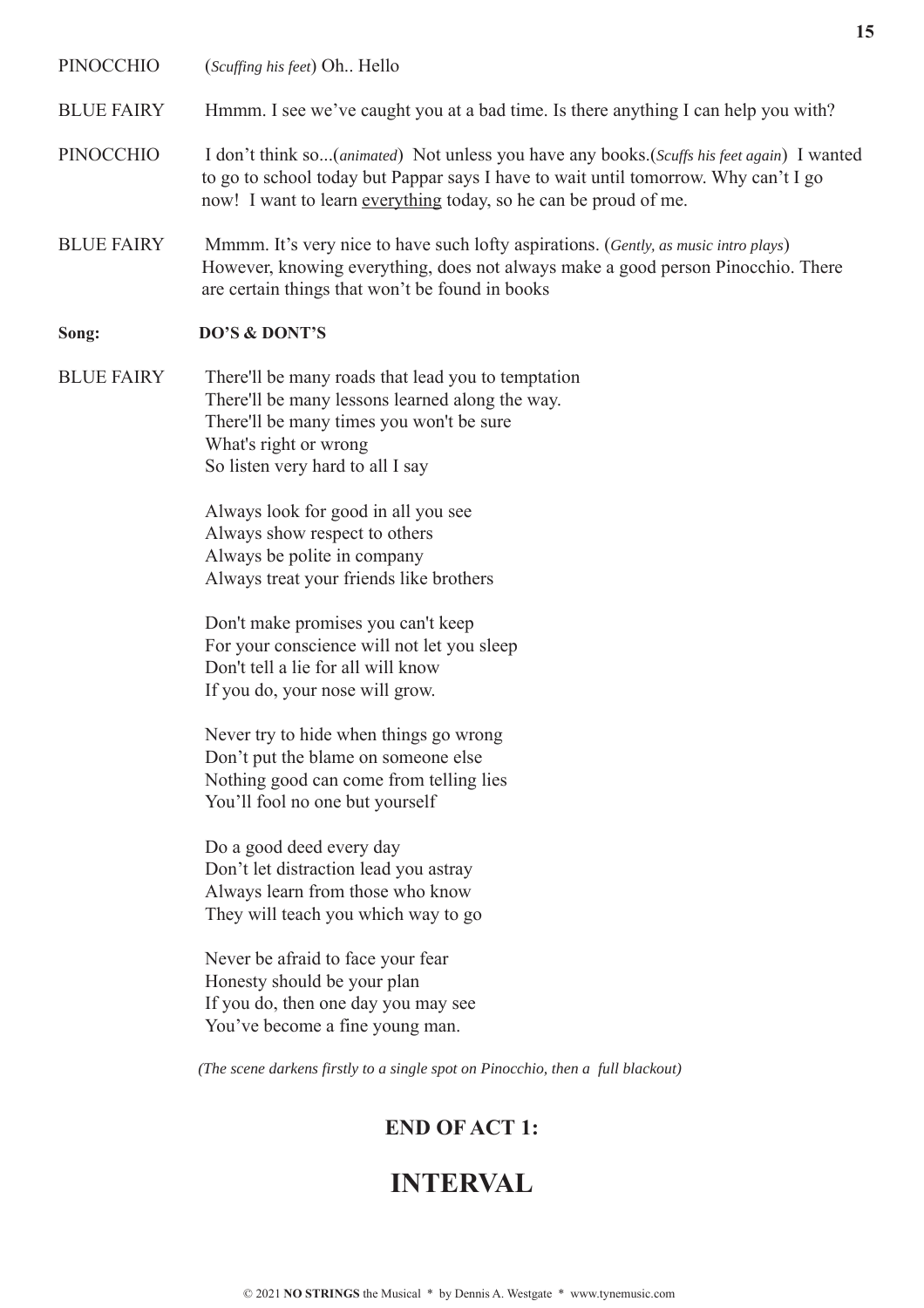PINOCCHIO (*Scuffing his feet*) Oh.. Hello

BLUE FAIRY Hmmm. I see we've caught you at a bad time. Is there anything I can help you with?

PINOCCHIO I don't think so...(*animated*) Not unless you have any books.(*Scuffs his feet again*) I wanted to go to school today but Pappar says I have to wait until tomorrow. Why can't I go now! I want to learn <u>everything</u> today, so he can be proud of me.

BLUE FAIRY Mmmm. It's very nice to have such lofty aspirations. (*Gently, as music intro plays*) However, knowing everything, does not always make a good person Pinocchio. There are certain things that won't be found in books

**Song: DO'S & DONT'S**

BLUE FAIRY There'll be many roads that lead you to temptation
There'll be many lessons learned along the way.
There'll be many times you won't be sure
What's right or wrong
So listen very hard to all I say

Always look for good in all you see
Always show respect to others
Always be polite in company
Always treat your friends like brothers

Don't make promises you can't keep
For your conscience will not let you sleep
Don't tell a lie for all will know
If you do, your nose will grow.

Never try to hide when things go wrong
Don't put the blame on someone else
Nothing good can come from telling lies
You'll fool no one but yourself

Do a good deed every day
Don't let distraction lead you astray
Always learn from those who know
They will teach you which way to go

Never be afraid to face your fear
Honesty should be your plan
If you do, then one day you may see
You've become a fine young man.

*(The scene darkens firstly to a single spot on Pinocchio, then a full blackout)*

## END OF ACT 1:

# INTERVAL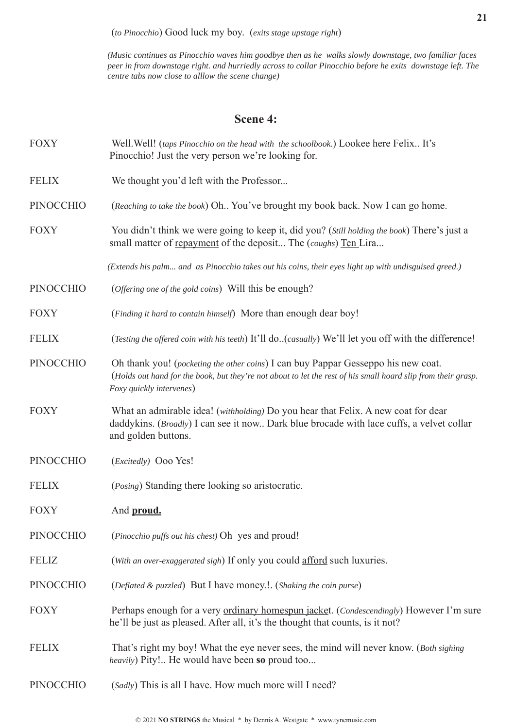(*to Pinocchio*) Good luck my boy. (*exits stage upstage right*)

*(Music continues as Pinocchio waves him goodbye then as he walks slowly downstage, two familiar faces peer in from downstage right. and hurriedly across to collar Pinocchio before he exits downstage left. The centre tabs now close to alllow the scene change)*

## Scene 4:

FOXY Well.Well! (*taps Pinocchio on the head with the schoolbook.*) Lookee here Felix.. It's Pinocchio! Just the very person we're looking for.

FELIX We thought you'd left with the Professor...

PINOCCHIO (*Reaching to take the book*) Oh.. You've brought my book back. Now I can go home.

FOXY You didn't think we were going to keep it, did you? (*Still holding the book*) There's just a small matter of <u>repayment</u> of the deposit... The (*coughs*) <u>Ten</u> Lira...

*(Extends his palm... and as Pinocchio takes out his coins, their eyes light up with undisguised greed.)*

PINOCCHIO (*Offering one of the gold coins*) Will this be enough?

FOXY (*Finding it hard to contain himself*) More than enough dear boy!

FELIX (*Testing the offered coin with his teeth*) It'll do..(*casually*) We'll let you off with the difference!

PINOCCHIO Oh thank you! (*pocketing the other coins*) I can buy Pappar Gesseppo his new coat. (*Holds out hand for the book, but they're not about to let the rest of his small hoard slip from their grasp. Foxy quickly intervenes*)

FOXY What an admirable idea! (*withholding)* Do you hear that Felix. A new coat for dear daddykins. (*Broadly*) I can see it now.. Dark blue brocade with lace cuffs, a velvet collar and golden buttons.

PINOCCHIO (*Excitedly)* Ooo Yes!

FELIX (*Posing*) Standing there looking so aristocratic.

FOXY And <u>**proud.**</u>

PINOCCHIO (*Pinocchio puffs out his chest)* Oh yes and proud!

FELIZ (*With an over-exaggerated sigh*) If only you could <u>afford</u> such luxuries.

PINOCCHIO (*Deflated & puzzled*) But I have money.!. (*Shaking the coin purse*)

FOXY Perhaps enough for a very <u>ordinary homespun jacke</u>t. (*Condescendingly*) However I'm sure he'll be just as pleased. After all, it's the thought that counts, is it not?

FELIX That's right my boy! What the eye never sees, the mind will never know. (*Both sighing heavily*) Pity!.. He would have been **so** proud too...

PINOCCHIO (*Sadly*) This is all I have. How much more will I need?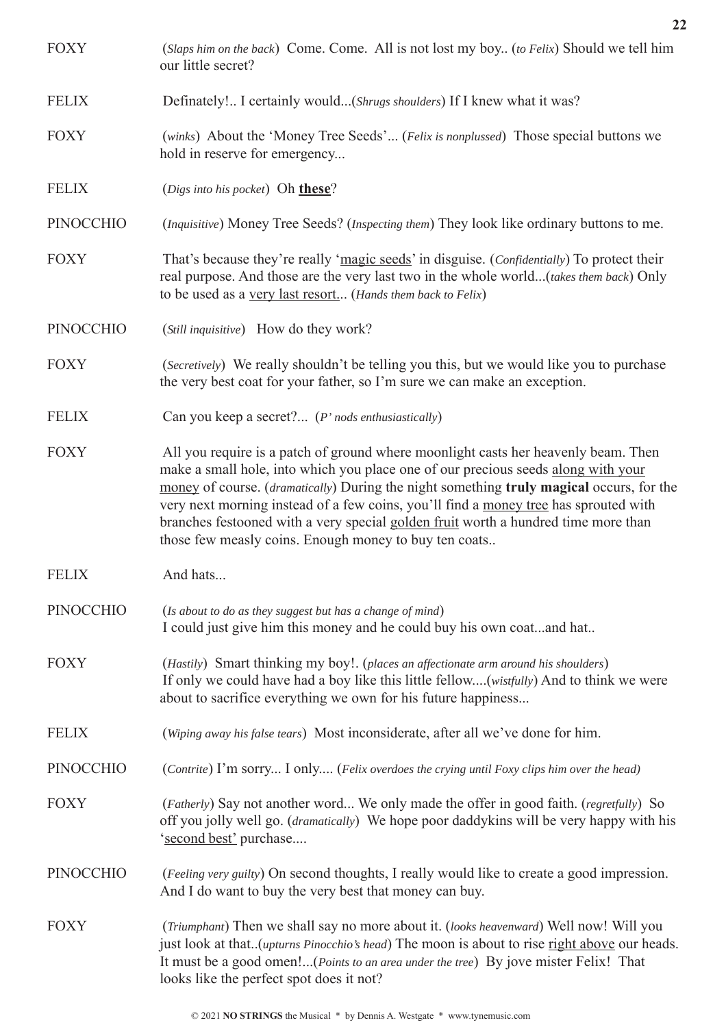FOXY (*Slaps him on the back*) Come. Come. All is not lost my boy.. (*to Felix*) Should we tell him our little secret?

FELIX Definately!.. I certainly would...(*Shrugs shoulders*) If I knew what it was?

FOXY (*winks*) About the 'Money Tree Seeds'... (*Felix is nonplussed*) Those special buttons we hold in reserve for emergency...

FELIX (*Digs into his pocket*) Oh **these**?

PINOCCHIO (*Inquisitive*) Money Tree Seeds? (*Inspecting them*) They look like ordinary buttons to me.

FOXY That's because they're really 'magic seeds' in disguise. (*Confidentially*) To protect their real purpose. And those are the very last two in the whole world...(*takes them back*) Only to be used as a very last resort... (*Hands them back to Felix*)

PINOCCHIO (*Still inquisitive*) How do they work?

FOXY (*Secretively*) We really shouldn't be telling you this, but we would like you to purchase the very best coat for your father, so I'm sure we can make an exception.

FELIX Can you keep a secret?... (*P' nods enthusiastically*)

FOXY All you require is a patch of ground where moonlight casts her heavenly beam. Then make a small hole, into which you place one of our precious seeds along with your money of course. (*dramatically*) During the night something **truly magical** occurs, for the very next morning instead of a few coins, you'll find a money tree has sprouted with branches festooned with a very special golden fruit worth a hundred time more than those few measly coins. Enough money to buy ten coats..

FELIX And hats...

PINOCCHIO (*Is about to do as they suggest but has a change of mind*)
I could just give him this money and he could buy his own coat...and hat..

FOXY (*Hastily*) Smart thinking my boy!. (*places an affectionate arm around his shoulders*)
If only we could have had a boy like this little fellow....(*wistfully*) And to think we were about to sacrifice everything we own for his future happiness...

FELIX (*Wiping away his false tears*) Most inconsiderate, after all we've done for him.

PINOCCHIO (*Contrite*) I'm sorry... I only.... (*Felix overdoes the crying until Foxy clips him over the head*)

FOXY (*Fatherly*) Say not another word... We only made the offer in good faith. (*regretfully*) So off you jolly well go. (*dramatically*) We hope poor daddykins will be very happy with his 'second best' purchase....

PINOCCHIO (*Feeling very guilty*) On second thoughts, I really would like to create a good impression. And I do want to buy the very best that money can buy.

FOXY (*Triumphant*) Then we shall say no more about it. (*looks heavenward*) Well now! Will you just look at that..(*upturns Pinocchio's head*) The moon is about to rise right above our heads. It must be a good omen!...(*Points to an area under the tree*) By jove mister Felix! That looks like the perfect spot does it not?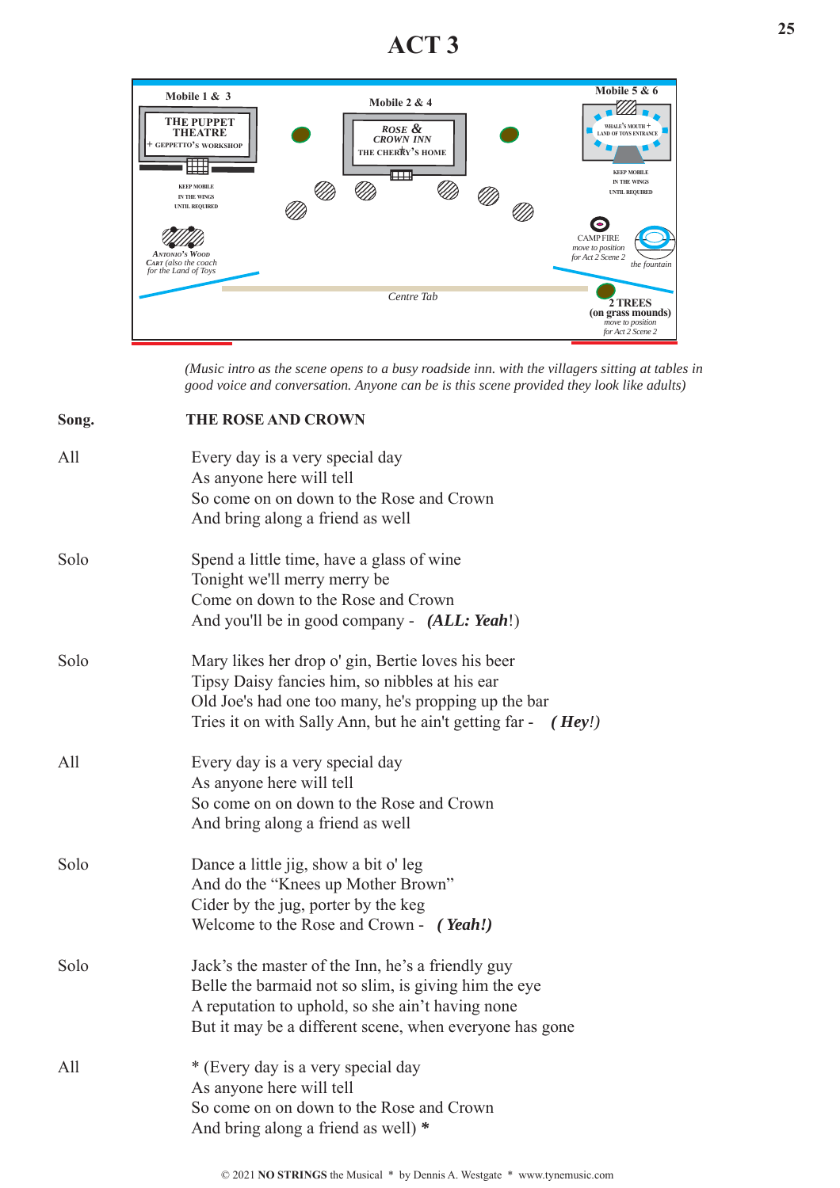# ACT 3

Mobile 1 & 3

THE PUPPET THEATRE
+ GEPPETTO'S WORKSHOP

KEEP MOBILE IN THE WINGS UNTIL REQUIRED

Mobile 2 & 4

ROSE & CROWN INN
THE CHERRY'S HOME

Mobile 5 & 6

WHALE'S MOUTH + LAND OF TOYS ENTRANCE

KEEP MOBILE IN THE WINGS UNTIL REQUIRED

ANTONIO'S WOOD CART (also the coach for the Land of Toys

CAMP FIRE
move to position for Act 2 Scene 2

the fountain

Centre Tab

2 TREES (on grass mounds)
move to position for Act 2 Scene 2

*(Music intro as the scene opens to a busy roadside inn. with the villagers sitting at tables in good voice and conversation. Anyone can be is this scene provided they look like adults)*

**Song.** **THE ROSE AND CROWN**

All

Every day is a very special day
As anyone here will tell
So come on on down to the Rose and Crown
And bring along a friend as well

Solo

Spend a little time, have a glass of wine
Tonight we'll merry merry be
Come on down to the Rose and Crown
And you'll be in good company - ***(ALL: Yeah!)***

Solo

Mary likes her drop o' gin, Bertie loves his beer
Tipsy Daisy fancies him, so nibbles at his ear
Old Joe's had one too many, he's propping up the bar
Tries it on with Sally Ann, but he ain't getting far - ***( Hey!)***

All

Every day is a very special day
As anyone here will tell
So come on on down to the Rose and Crown
And bring along a friend as well

Solo

Dance a little jig, show a bit o' leg
And do the "Knees up Mother Brown"
Cider by the jug, porter by the keg
Welcome to the Rose and Crown - ***( Yeah!)***

Solo

Jack's the master of the Inn, he's a friendly guy
Belle the barmaid not so slim, is giving him the eye
A reputation to uphold, so she ain't having none
But it may be a different scene, when everyone has gone

All

* (Every day is a very special day
As anyone here will tell
So come on on down to the Rose and Crown
And bring along a friend as well) *

© 2021 **NO STRINGS** the Musical * by Dennis A. Westgate * www.tynemusic.com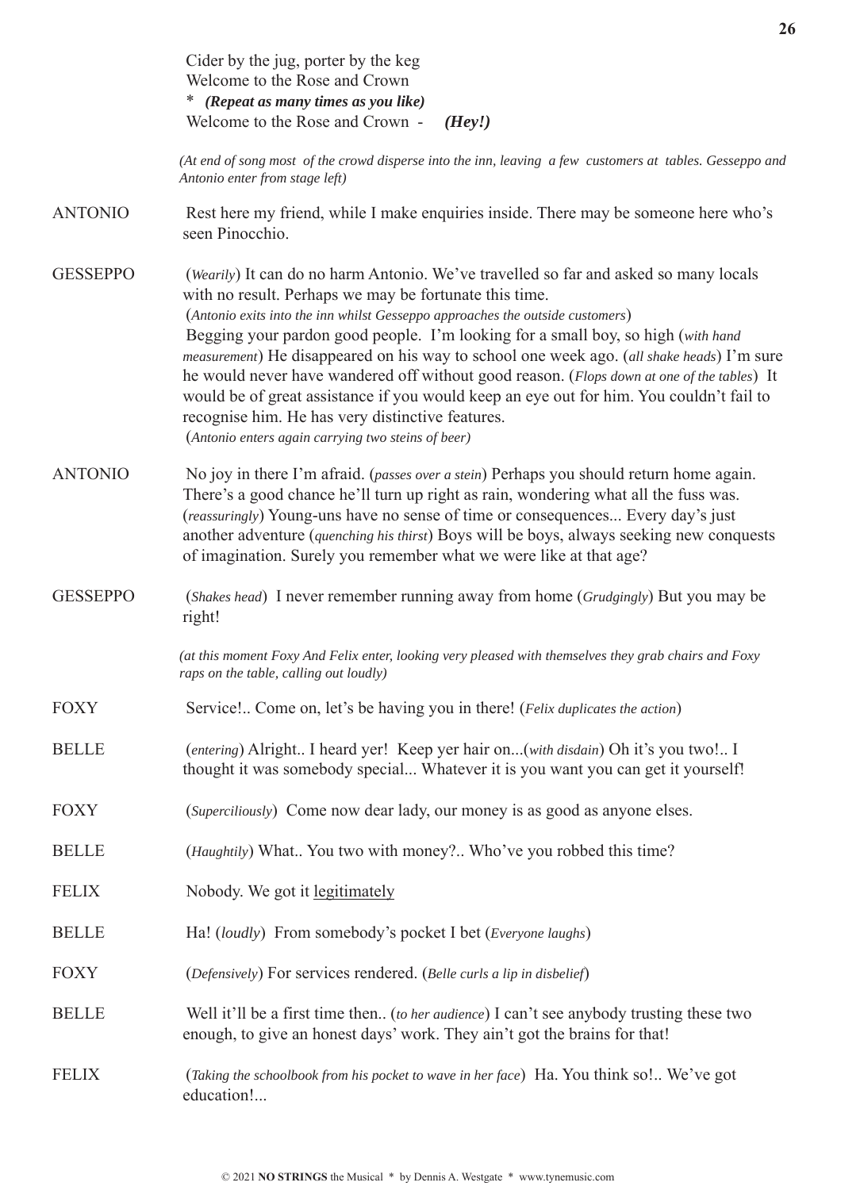Cider by the jug, porter by the keg
Welcome to the Rose and Crown
* ***(Repeat as many times as you like)***
Welcome to the Rose and Crown - ***(Hey!)***

*(At end of song most of the crowd disperse into the inn, leaving a few customers at tables. Gesseppo and Antonio enter from stage left)*

ANTONIO Rest here my friend, while I make enquiries inside. There may be someone here who's seen Pinocchio.

GESSEPPO (*Wearily*) It can do no harm Antonio. We've travelled so far and asked so many locals with no result. Perhaps we may be fortunate this time.
(*Antonio exits into the inn whilst Gesseppo approaches the outside customers*)
Begging your pardon good people. I'm looking for a small boy, so high (*with hand measurement*) He disappeared on his way to school one week ago. (*all shake heads*) I'm sure he would never have wandered off without good reason. (*Flops down at one of the tables*) It would be of great assistance if you would keep an eye out for him. You couldn't fail to recognise him. He has very distinctive features.
(*Antonio enters again carrying two steins of beer)*

ANTONIO No joy in there I'm afraid. (*passes over a stein*) Perhaps you should return home again. There's a good chance he'll turn up right as rain, wondering what all the fuss was. (*reassuringly*) Young-uns have no sense of time or consequences... Every day's just another adventure (*quenching his thirst*) Boys will be boys, always seeking new conquests of imagination. Surely you remember what we were like at that age?

GESSEPPO (*Shakes head*) I never remember running away from home (*Grudgingly*) But you may be right!

*(at this moment Foxy And Felix enter, looking very pleased with themselves they grab chairs and Foxy raps on the table, calling out loudly)*

FOXY Service!.. Come on, let's be having you in there! (*Felix duplicates the action*)

BELLE (*entering*) Alright.. I heard yer! Keep yer hair on...(*with disdain*) Oh it's you two!.. I thought it was somebody special... Whatever it is you want you can get it yourself!

FOXY (*Superciliously*) Come now dear lady, our money is as good as anyone elses.

BELLE (*Haughtily*) What.. You two with money?.. Who've you robbed this time?

FELIX Nobody. We got it <u>legitimately</u>

BELLE Ha! (*loudly*) From somebody's pocket I bet (*Everyone laughs*)

FOXY (*Defensively*) For services rendered. (*Belle curls a lip in disbelief*)

BELLE Well it'll be a first time then.. (*to her audience*) I can't see anybody trusting these two enough, to give an honest days' work. They ain't got the brains for that!

FELIX (*Taking the schoolbook from his pocket to wave in her face*) Ha. You think so!.. We've got education!...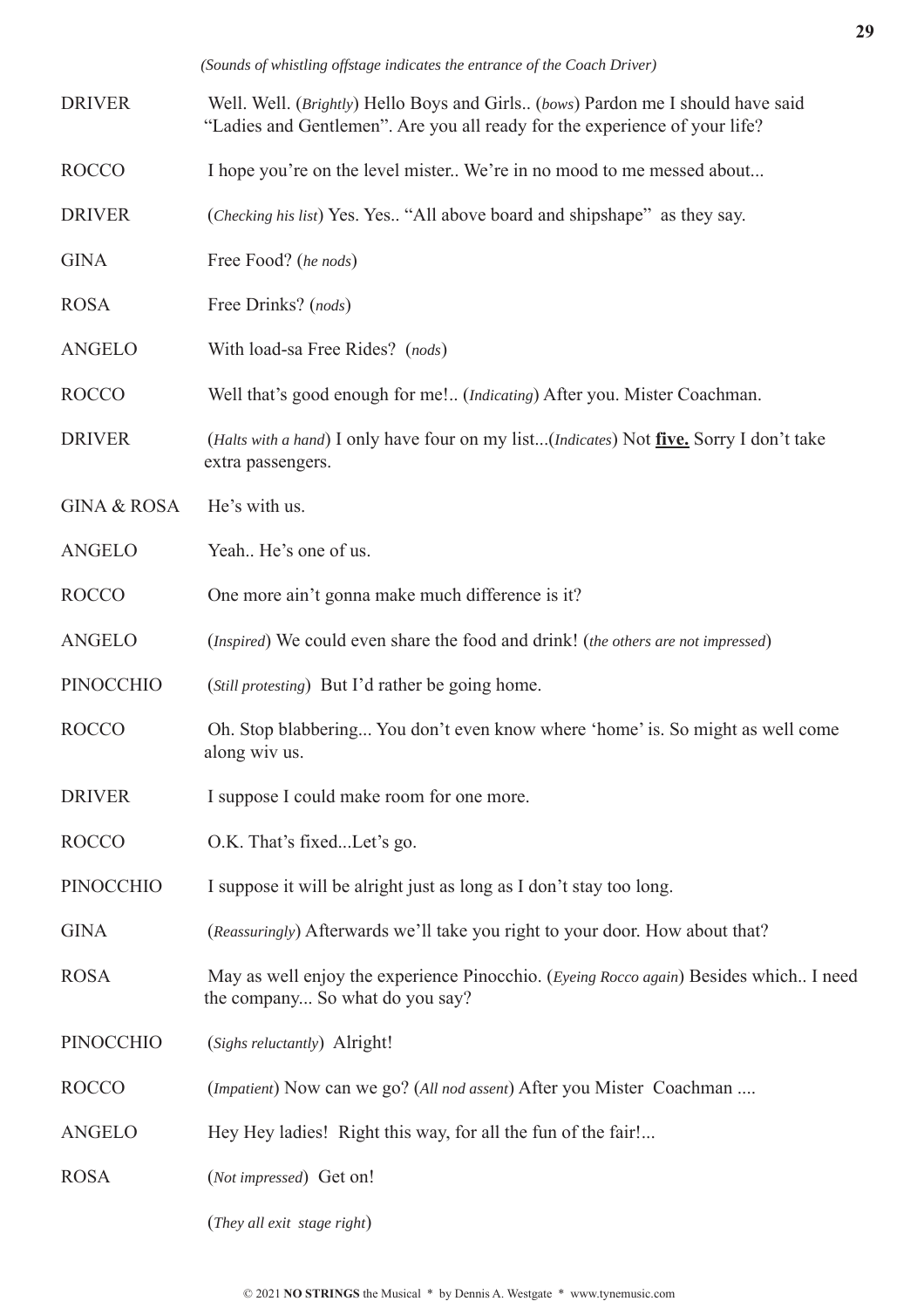*(Sounds of whistling offstage indicates the entrance of the Coach Driver)*

DRIVER Well. Well. (*Brightly*) Hello Boys and Girls.. (*bows*) Pardon me I should have said "Ladies and Gentlemen". Are you all ready for the experience of your life?

ROCCO I hope you're on the level mister.. We're in no mood to me messed about...

DRIVER (*Checking his list*) Yes. Yes.. "All above board and shipshape" as they say.

GINA Free Food? (*he nods*)

ROSA Free Drinks? (*nods*)

ANGELO With load-sa Free Rides? (*nods*)

ROCCO Well that's good enough for me!.. (*Indicating*) After you. Mister Coachman.

DRIVER (*Halts with a hand*) I only have four on my list...(*Indicates*) Not **five.** Sorry I don't take extra passengers.

GINA & ROSA He's with us.

ANGELO Yeah.. He's one of us.

ROCCO One more ain't gonna make much difference is it?

ANGELO (*Inspired*) We could even share the food and drink! (*the others are not impressed*)

PINOCCHIO (*Still protesting*) But I'd rather be going home.

ROCCO Oh. Stop blabbering... You don't even know where 'home' is. So might as well come along wiv us.

DRIVER I suppose I could make room for one more.

ROCCO O.K. That's fixed...Let's go.

PINOCCHIO I suppose it will be alright just as long as I don't stay too long.

GINA (*Reassuringly*) Afterwards we'll take you right to your door. How about that?

ROSA May as well enjoy the experience Pinocchio. (*Eyeing Rocco again*) Besides which.. I need the company... So what do you say?

PINOCCHIO (*Sighs reluctantly*) Alright!

ROCCO (*Impatient*) Now can we go? (*All nod assent*) After you Mister Coachman ....

ANGELO Hey Hey ladies! Right this way, for all the fun of the fair!...

ROSA (*Not impressed*) Get on!

(*They all exit stage right*)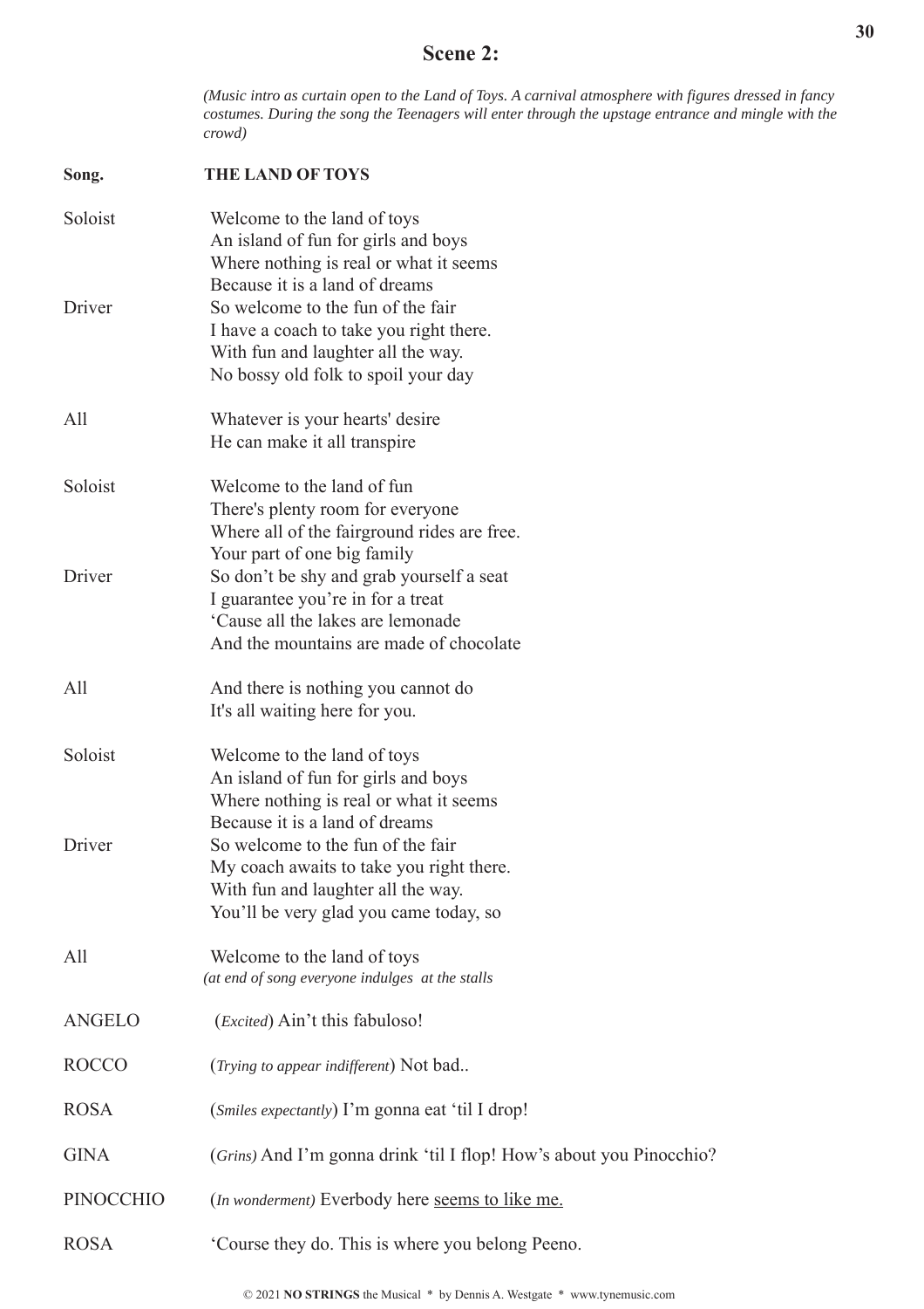## Scene 2:

*(Music intro as curtain open to the Land of Toys. A carnival atmosphere with figures dressed in fancy costumes. During the song the Teenagers will enter through the upstage entrance and mingle with the crowd)*

**Song. THE LAND OF TOYS**

Soloist
Welcome to the land of toys
An island of fun for girls and boys
Where nothing is real or what it seems
Because it is a land of dreams

Driver
So welcome to the fun of the fair
I have a coach to take you right there.
With fun and laughter all the way.
No bossy old folk to spoil your day

All
Whatever is your hearts' desire
He can make it all transpire

Soloist
Welcome to the land of fun
There's plenty room for everyone
Where all of the fairground rides are free.
Your part of one big family

Driver
So don't be shy and grab yourself a seat
I guarantee you're in for a treat
'Cause all the lakes are lemonade
And the mountains are made of chocolate

All
And there is nothing you cannot do
It's all waiting here for you.

Soloist
Welcome to the land of toys
An island of fun for girls and boys
Where nothing is real or what it seems
Because it is a land of dreams

Driver
So welcome to the fun of the fair
My coach awaits to take you right there.
With fun and laughter all the way.
You'll be very glad you came today, so

All
Welcome to the land of toys
*(at end of song everyone indulges at the stalls*

ANGELO (*Excited*) Ain't this fabuloso!

ROCCO (*Trying to appear indifferent*) Not bad..

ROSA (*Smiles expectantly*) I'm gonna eat 'til I drop!

GINA (*Grins)* And I'm gonna drink 'til I flop! How's about you Pinocchio?

PINOCCHIO (*In wonderment)* Everbody here <u>seems to like me.</u>

ROSA 'Course they do. This is where you belong Peeno.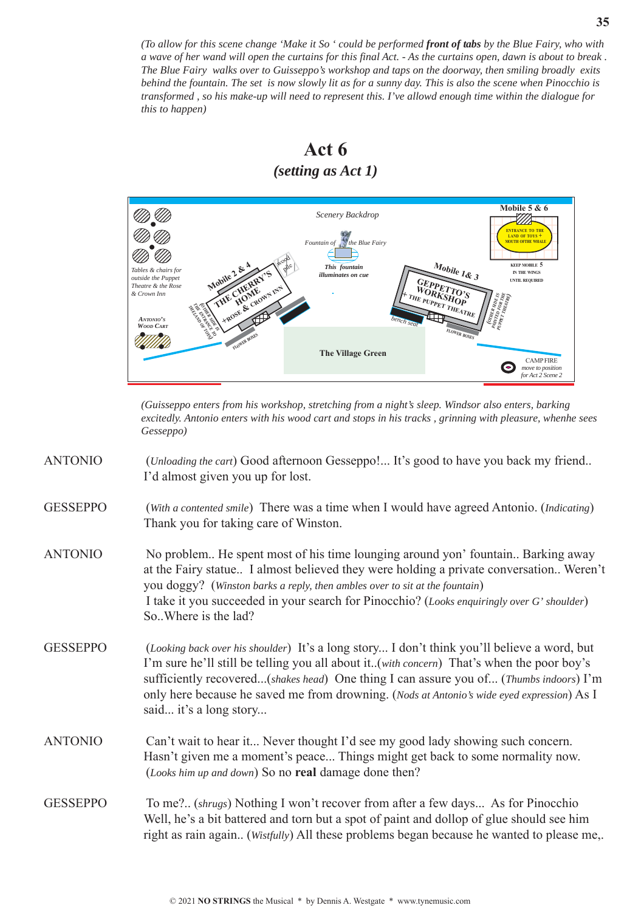*(To allow for this scene change 'Make it So ' could be performed* ***front of tabs*** *by the Blue Fairy, who with a wave of her wand will open the curtains for this final Act. - As the curtains open, dawn is about to break . The Blue Fairy walks over to Guisseppo's workshop and taps on the doorway, then smiling broadly exits behind the fountain. The set is now slowly lit as for a sunny day. This is also the scene when Pinocchio is transformed , so his make-up will need to represent this. I've allowd enough time within the dialogue for this to happen)*

# Act 6

## *(setting as Act 1)*

Scenery Backdrop

Fountain of the Blue Fairy

This fountain illuminates on cue

Mobile 5 & 6

ENTRANCE TO THE LAND OF TOYS + MOUTH OF THE WHALE

KEEP MOBILE 5 IN THE WINGS UNTIL REQUIRED

Tables & chairs for outside the Puppet Theatre & the Rose & Crown Inn

Mobile 2 & 4

THE CHERRY'S HOME +ROSE & CROWN INN

(OTHER SIDE IS THE ENTRANCE TO THE LAND OF TOYS)

wood pile

Mobile 1& 3

GEPPETTO'S WORKSHOP + THE PUPPET THEATRE

(OTHER SIDE IS PAINTED FOR THE PUPPET THEATRE)

bench seat

FLOWER BOXES

FLOWER BOXES

ANTONIO'S WOOD CART

The Village Green

CAMP FIRE move to position for Act 2 Scene 2

*(Guisseppo enters from his workshop, stretching from a night's sleep. Windsor also enters, barking excitedly. Antonio enters with his wood cart and stops in his tracks , grinning with pleasure, whenhe sees Gesseppo)*

ANTONIO (*Unloading the cart*) Good afternoon Gesseppo!... It's good to have you back my friend.. I'd almost given you up for lost.

GESSEPPO (*With a contented smile*) There was a time when I would have agreed Antonio. (*Indicating*) Thank you for taking care of Winston.

ANTONIO No problem.. He spent most of his time lounging around yon' fountain.. Barking away at the Fairy statue.. I almost believed they were holding a private conversation.. Weren't you doggy? (*Winston barks a reply, then ambles over to sit at the fountain*)
I take it you succeeded in your search for Pinocchio? (*Looks enquiringly over G' shoulder*) So..Where is the lad?

GESSEPPO (*Looking back over his shoulder*) It's a long story... I don't think you'll believe a word, but I'm sure he'll still be telling you all about it..(*with concern*) That's when the poor boy's sufficiently recovered...(*shakes head*) One thing I can assure you of... (*Thumbs indoors*) I'm only here because he saved me from drowning. (*Nods at Antonio's wide eyed expression*) As I said... it's a long story...

ANTONIO Can't wait to hear it... Never thought I'd see my good lady showing such concern. Hasn't given me a moment's peace... Things might get back to some normality now. (*Looks him up and down*) So no **real** damage done then?

GESSEPPO To me?.. (*shrugs*) Nothing I won't recover from after a few days... As for Pinocchio Well, he's a bit battered and torn but a spot of paint and dollop of glue should see him right as rain again.. (*Wistfully*) All these problems began because he wanted to please me,.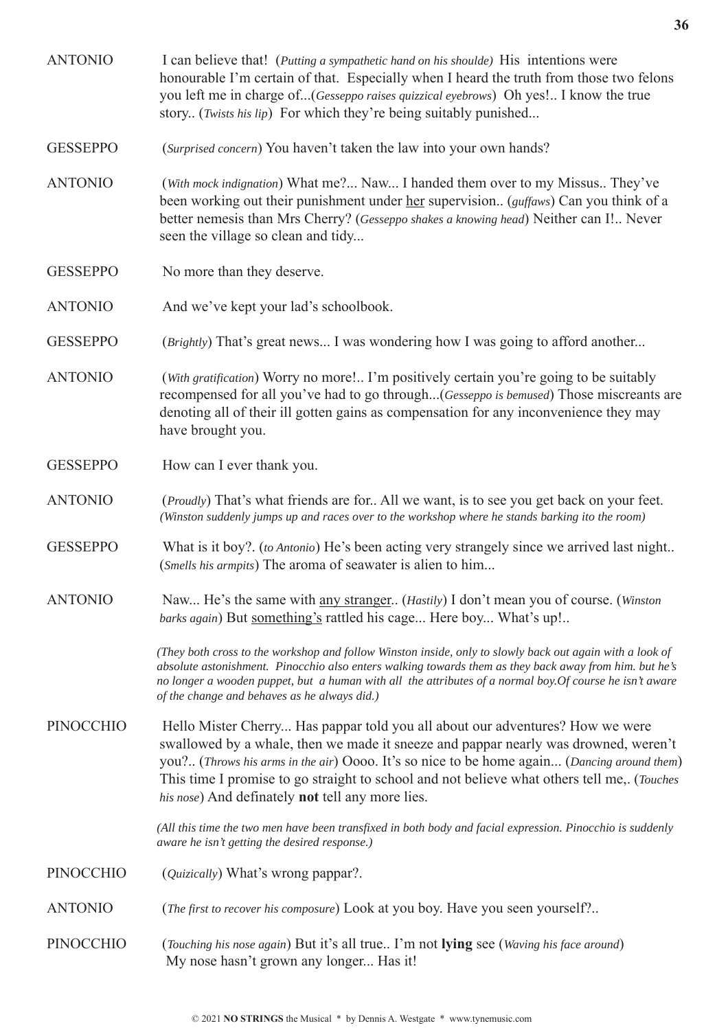ANTONIO I can believe that! (*Putting a sympathetic hand on his shoulde)* His intentions were honourable I'm certain of that. Especially when I heard the truth from those two felons you left me in charge of...(*Gesseppo raises quizzical eyebrows*) Oh yes!.. I know the true story.. (*Twists his lip*) For which they're being suitably punished...

GESSEPPO (*Surprised concern*) You haven't taken the law into your own hands?

ANTONIO (*With mock indignation*) What me?... Naw... I handed them over to my Missus.. They've been working out their punishment under <u>her</u> supervision.. (*guffaws*) Can you think of a better nemesis than Mrs Cherry? (*Gesseppo shakes a knowing head*) Neither can I!.. Never seen the village so clean and tidy...

GESSEPPO No more than they deserve.

ANTONIO And we've kept your lad's schoolbook.

GESSEPPO (*Brightly*) That's great news... I was wondering how I was going to afford another...

ANTONIO (*With gratification*) Worry no more!.. I'm positively certain you're going to be suitably recompensed for all you've had to go through...(*Gesseppo is bemused*) Those miscreants are denoting all of their ill gotten gains as compensation for any inconvenience they may have brought you.

GESSEPPO How can I ever thank you.

ANTONIO (*Proudly*) That's what friends are for.. All we want, is to see you get back on your feet.
*(Winston suddenly jumps up and races over to the workshop where he stands barking ito the room)*

GESSEPPO What is it boy?. (*to Antonio*) He's been acting very strangely since we arrived last night.. (*Smells his armpits*) The aroma of seawater is alien to him...

ANTONIO Naw... He's the same with <u>any stranger</u>.. (*Hastily*) I don't mean you of course. (*Winston barks again*) But <u>something's</u> rattled his cage... Here boy... What's up!..

*(They both cross to the workshop and follow Winston inside, only to slowly back out again with a look of absolute astonishment. Pinocchio also enters walking towards them as they back away from him. but he's no longer a wooden puppet, but a human with all the attributes of a normal boy.Of course he isn't aware of the change and behaves as he always did.)*

PINOCCHIO Hello Mister Cherry... Has pappar told you all about our adventures? How we were swallowed by a whale, then we made it sneeze and pappar nearly was drowned, weren't you?.. (*Throws his arms in the air*) Oooo. It's so nice to be home again... (*Dancing around them*) This time I promise to go straight to school and not believe what others tell me,. (*Touches his nose*) And definately **not** tell any more lies.

*(All this time the two men have been transfixed in both body and facial expression. Pinocchio is suddenly aware he isn't getting the desired response.)*

PINOCCHIO (*Quizically*) What's wrong pappar?.

ANTONIO (*The first to recover his composure*) Look at you boy. Have you seen yourself?..

PINOCCHIO (*Touching his nose again*) But it's all true.. I'm not **lying** see (*Waving his face around*) My nose hasn't grown any longer... Has it!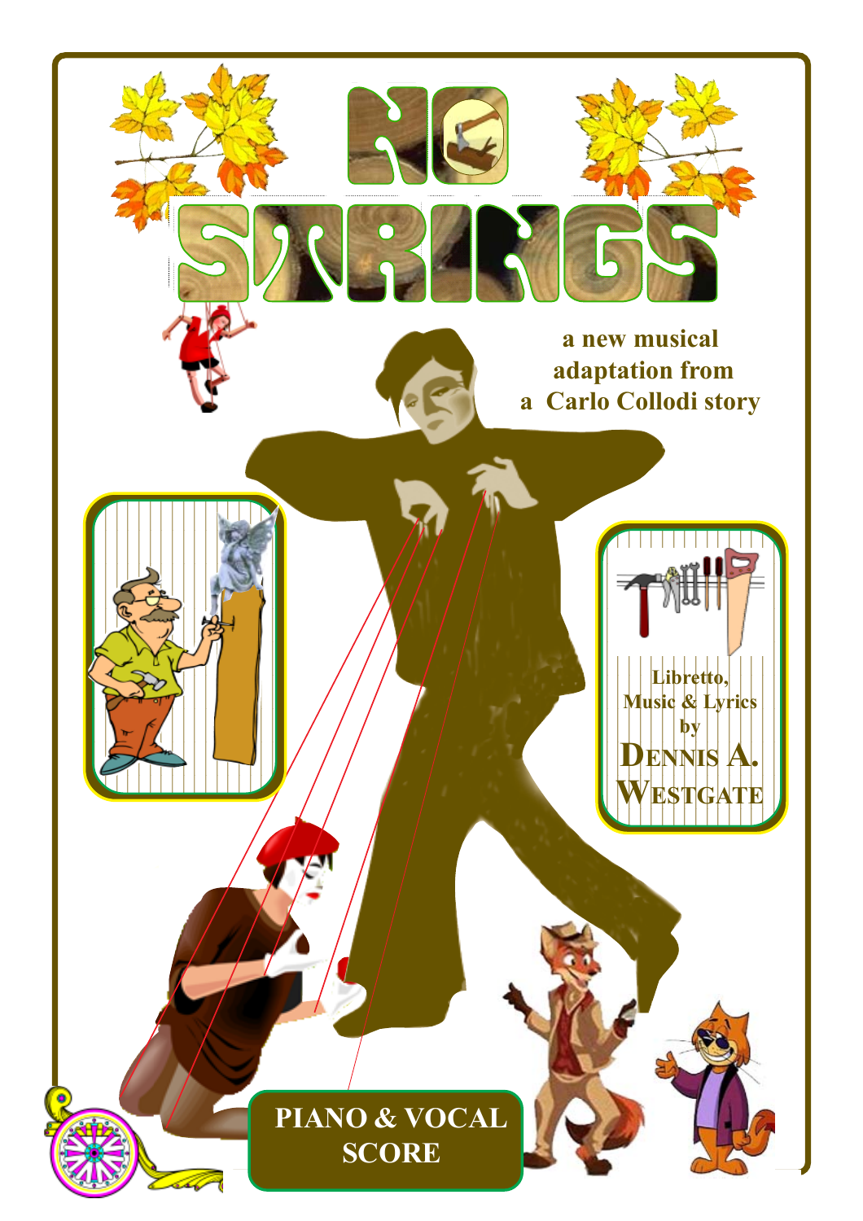# NO STRINGS

a new musical adaptation from a Carlo Collodi story

Libretto, Music & Lyrics by

**DENNIS A. WESTGATE**

**PIANO & VOCAL SCORE**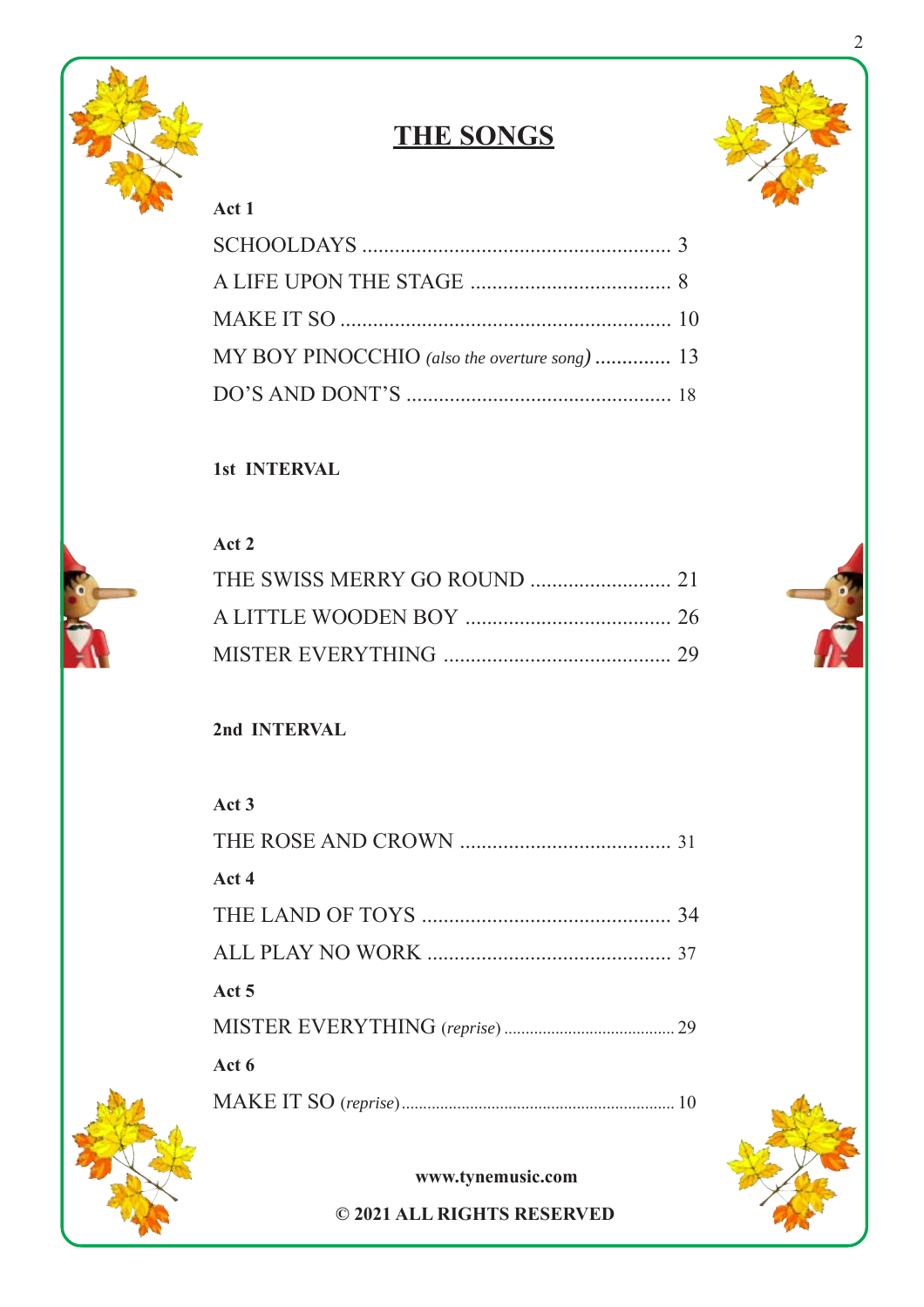# THE SONGS

**Act 1**

SCHOOLDAYS ........................................................ 3

A LIFE UPON THE STAGE .................................... 8

MAKE IT SO ........................................................... 10

MY BOY PINOCCHIO *(also the overture song)* ............. 13

DO'S AND DONT'S ................................................ 18

**1st INTERVAL**

**Act 2**

THE SWISS MERRY GO ROUND ......................... 21

A LITTLE WOODEN BOY ..................................... 26

MISTER EVERYTHING ......................................... 29

**2nd INTERVAL**

**Act 3**

THE ROSE AND CROWN ...................................... 31

**Act 4**

THE LAND OF TOYS ............................................. 34

ALL PLAY NO WORK ............................................ 37

**Act 5**

MISTER EVERYTHING *(reprise)* ........................................ 29

**Act 6**

MAKE IT SO *(reprise)* ................................................................ 10

**www.tynemusic.com**

**© 2021 ALL RIGHTS RESERVED**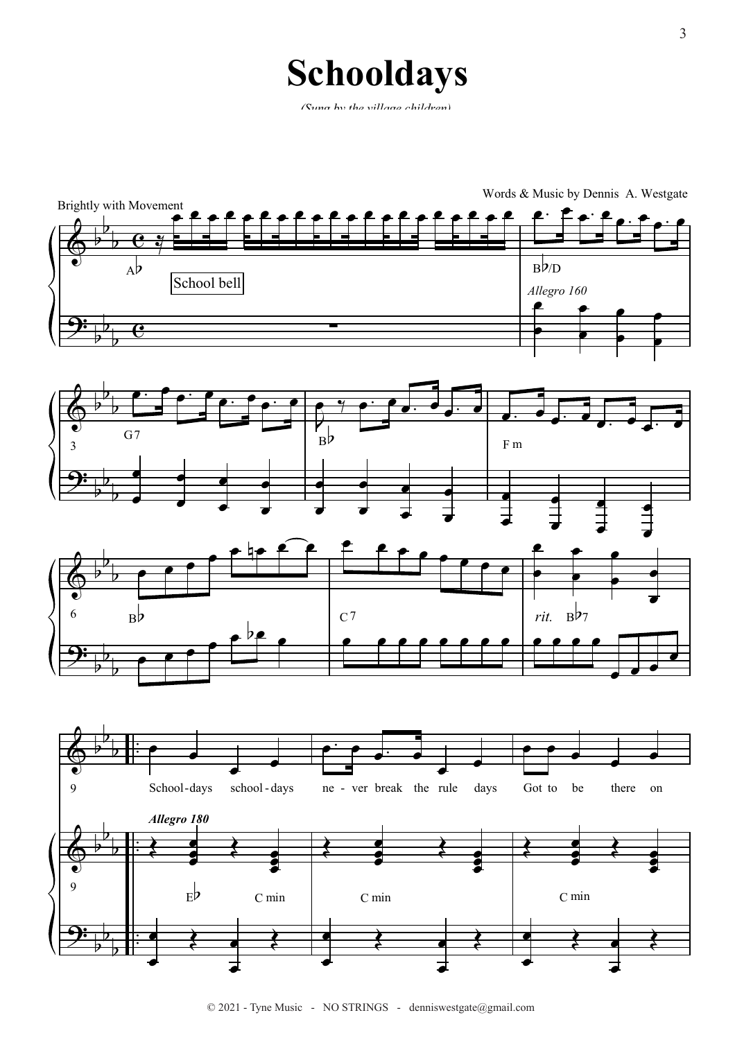# Schooldays

*(Sung by the village children)*

Words & Music by Dennis A. Westgate

Brightly with Movement

A♭ School bell

B♭/D *Allegro 160*

G7 B♭ F m

B♭ C7 *rit.* B♭7

*Allegro 180*

E♭ C min C min C min

School-days school-days ne - ver break the rule days Got to be there on

© 2021 - Tyne Music - NO STRINGS - denniswestgate@gmail.com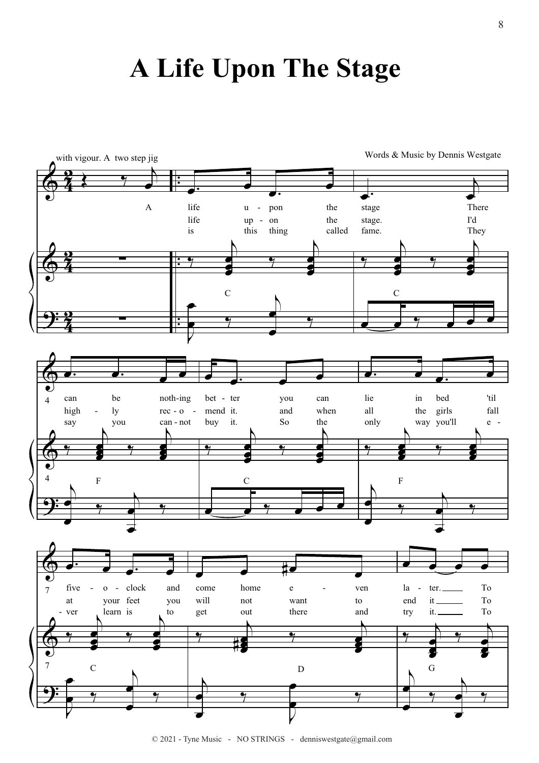# A Life Upon The Stage

with vigour. A two step jig

Words & Music by Dennis Westgate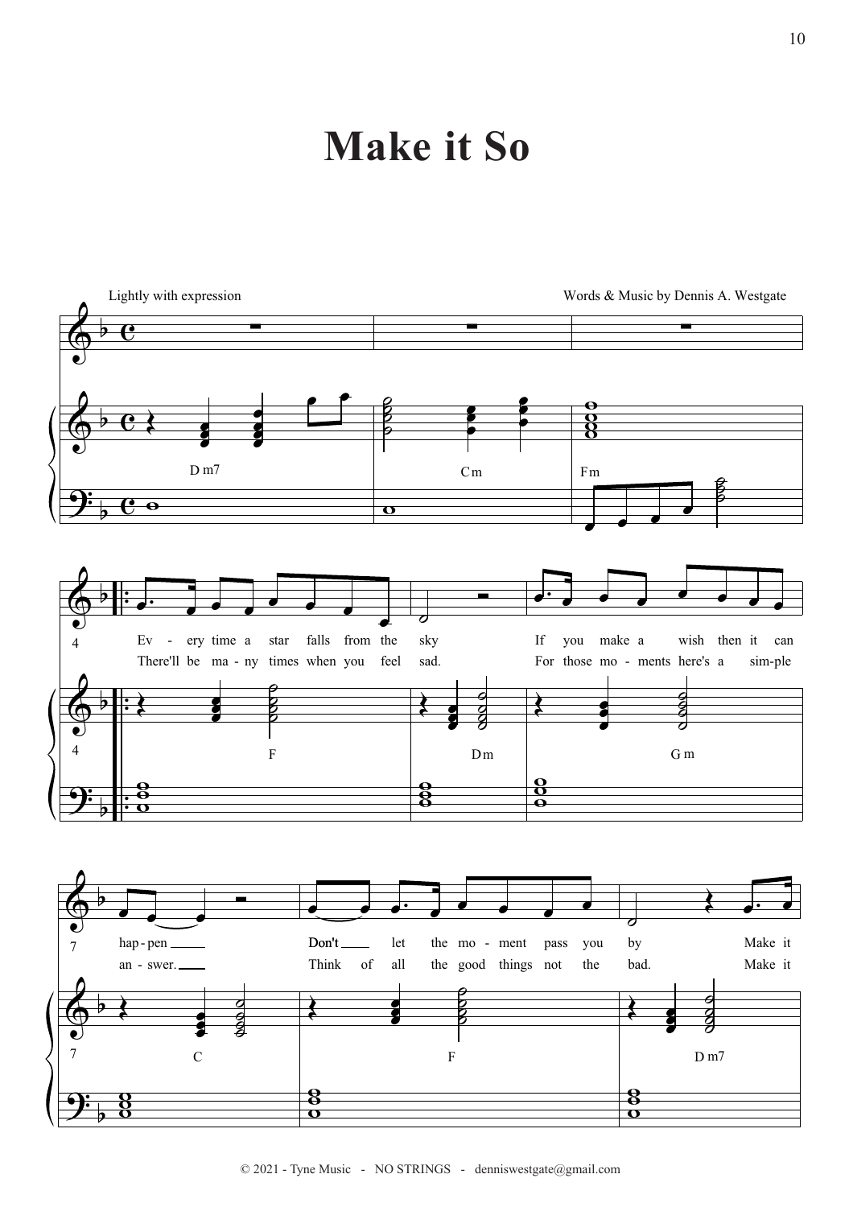# Make it So

Lightly with expression

Words & Music by Dennis A. Westgate

Ev - ery time a star falls from the sky If you make a wish then it can hap - pen Don't let the mo - ment pass you by Make it

There'll be ma - ny times when you feel sad. For those mo - ments here's a sim-ple an - swer. Think of all the good things not the bad. Make it

© 2021 - Tyne Music - NO STRINGS - denniswestgate@gmail.com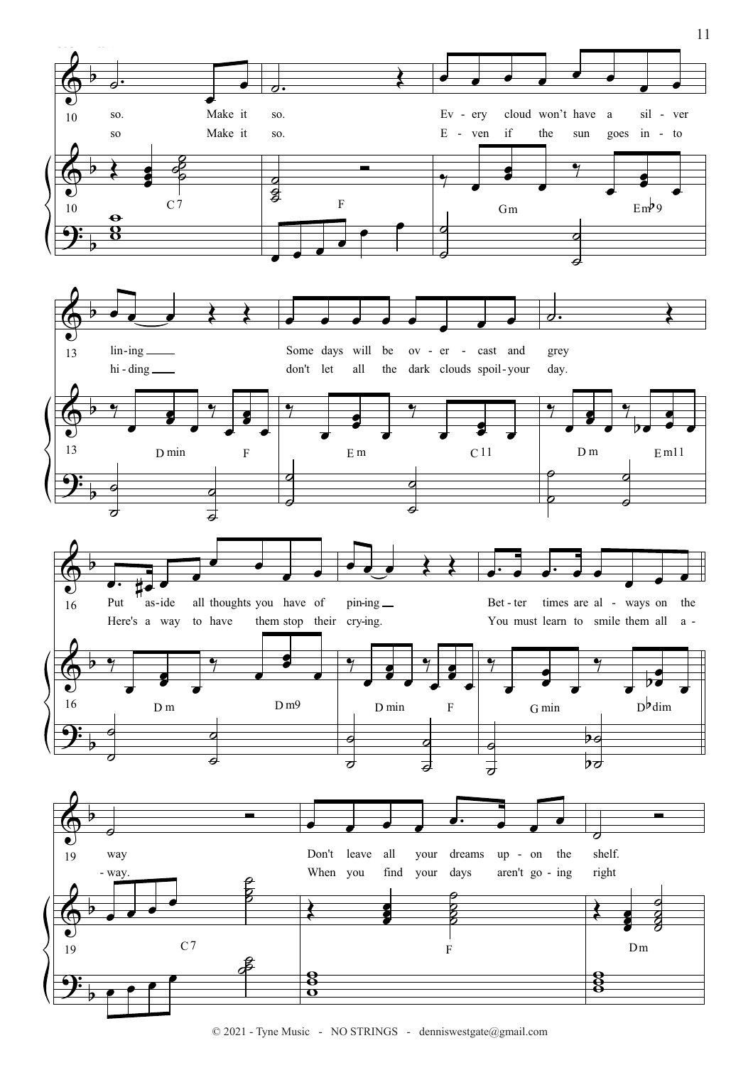so. Make it so. Ev - ery cloud won't have a sil - ver

so Make it so. E - ven if the sun goes in - to

C7 F Gm Em♭9

lin-ing Some days will be ov - er - cast and grey

hi - ding don't let all the dark clouds spoil-your day.

D min F E m C11 D m E m11

Put as-ide all thoughts you have of pin-ing Bet - ter times are al - ways on the

Here's a way to have them stop their cry-ing. You must learn to smile them all a -

D m D m9 D min F G min D♭dim

way Don't leave all your dreams up - on the shelf.

- way. When you find your days aren't go - ing right

C7 F Dm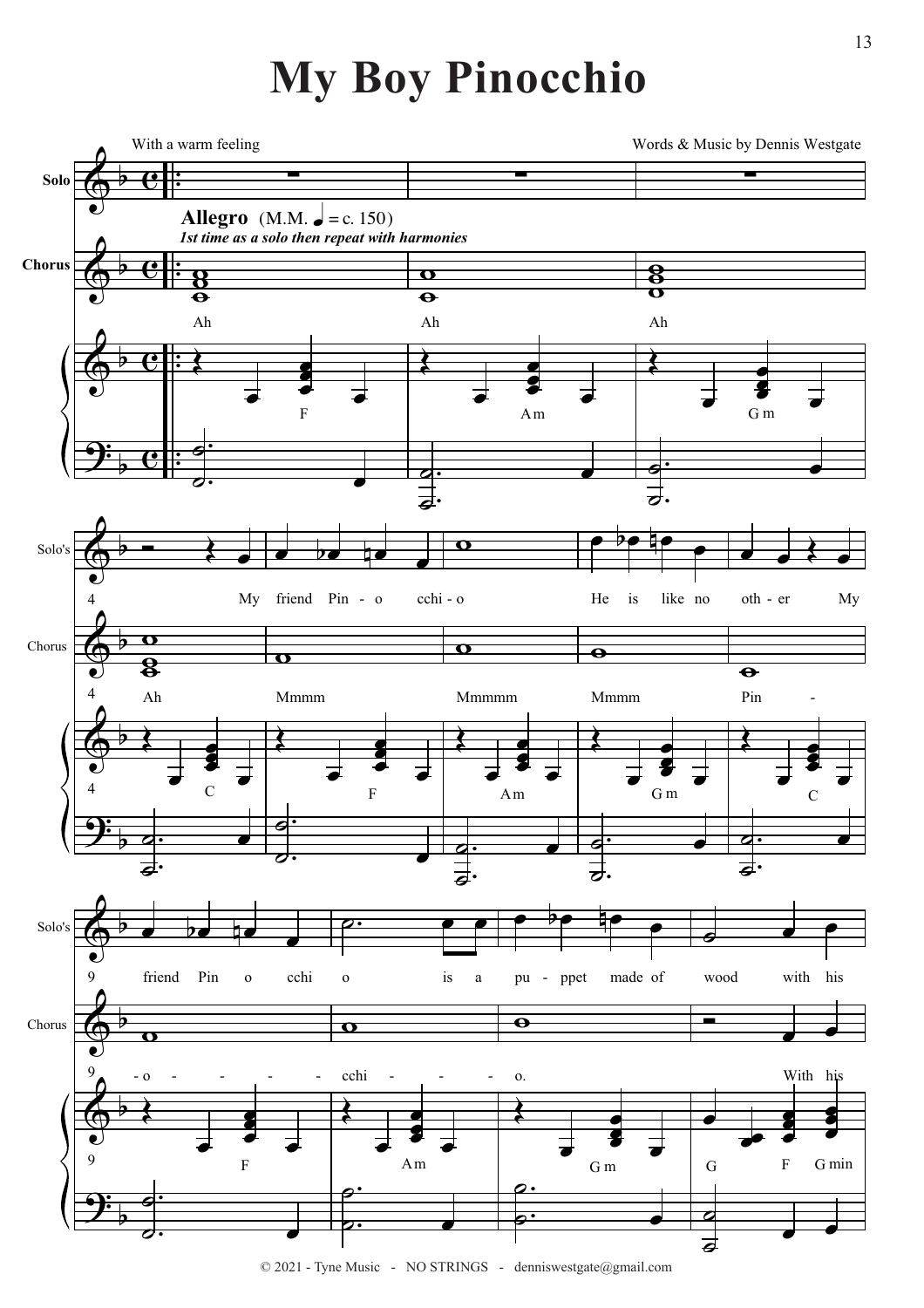# My Boy Pinocchio

With a warm feeling

Words & Music by Dennis Westgate

**Allegro** (M.M. ♩ = c. 150)

***1st time as a solo then repeat with harmonies***

Solo

Chorus

Ah Ah Ah

F Am Gm

Solo's

My friend Pin - o cchi - o He is like no oth - er My

Chorus

Ah Mmmm Mmmmm Mmmm Pin -

C F Am Gm C

friend Pin o cchi o is a pu - ppet made of wood with his

- o - - - - cchi - - - - o. With his

F Am Gm G F Gmin

© 2021 - Tyne Music - NO STRINGS - denniswestgate@gmail.com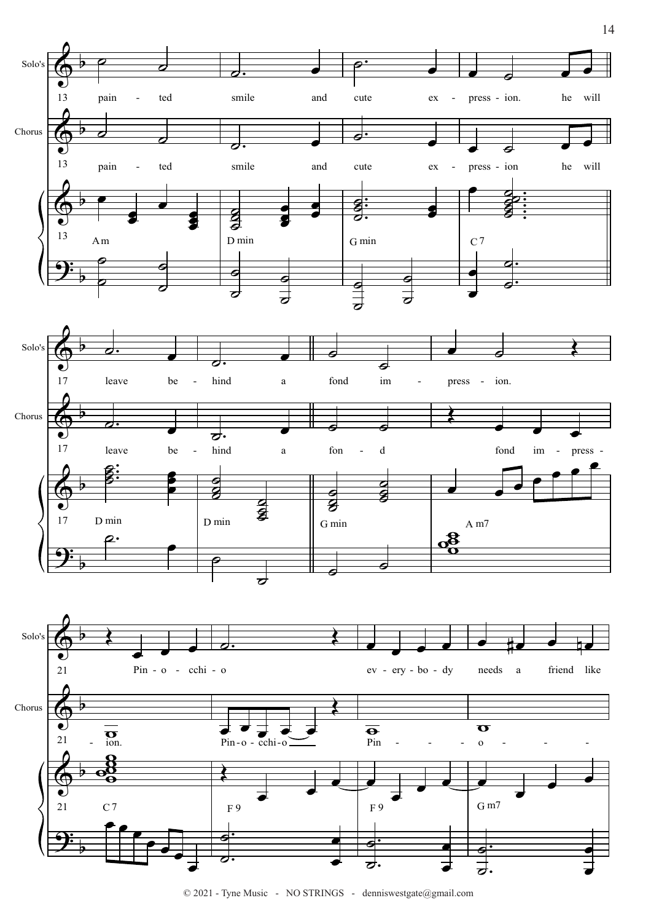Solo's

13 pain - ted smile and cute ex - press - ion. he will

Chorus

13 pain - ted smile and cute ex - press - ion he will

13 Am D min G min C 7

Solo's

17 leave be - hind a fond im - press - ion.

Chorus

17 leave be - hind a fon - d fond im - press -

17 D min D min G min A m7

Solo's

21 Pin - o - cchi - o ev - ery - bo - dy needs a friend like

Chorus

21 - ion. Pin - o - cchi - o Pin - - - - o - - - -

21 C 7 F 9 F 9 G m7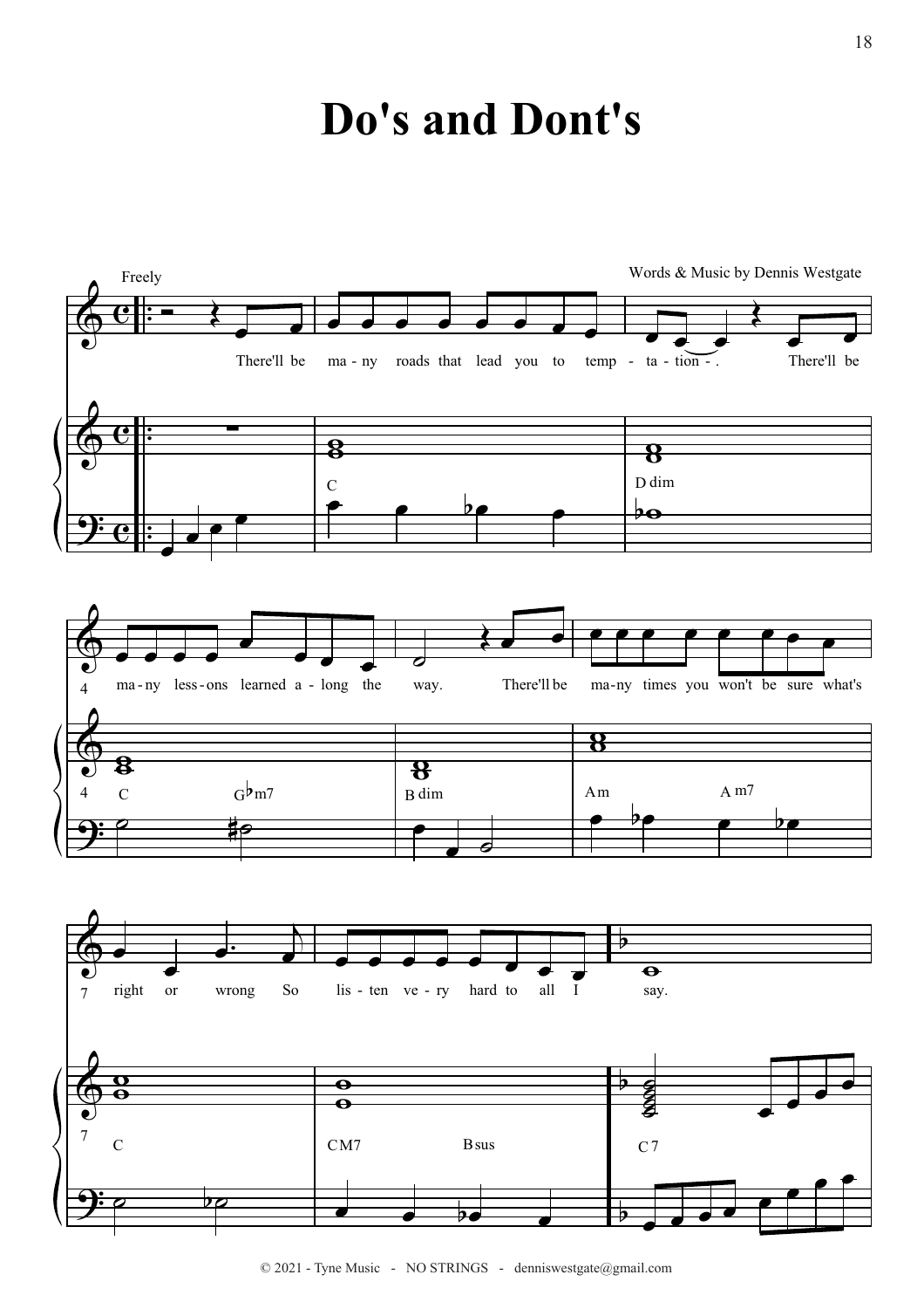# Do's and Dont's

Freely

Words & Music by Dennis Westgate

There'll be ma - ny roads that lead you to temp - ta - tion - . There'll be ma - ny less - ons learned a - long the way. There'll be ma - ny times you won't be sure what's right or wrong So lis - ten ve - ry hard to all I say.

C D dim C G♭m7 B dim Am A m7 C CM7 Bsus C7

© 2021 - Tyne Music - NO STRINGS - denniswestgate@gmail.com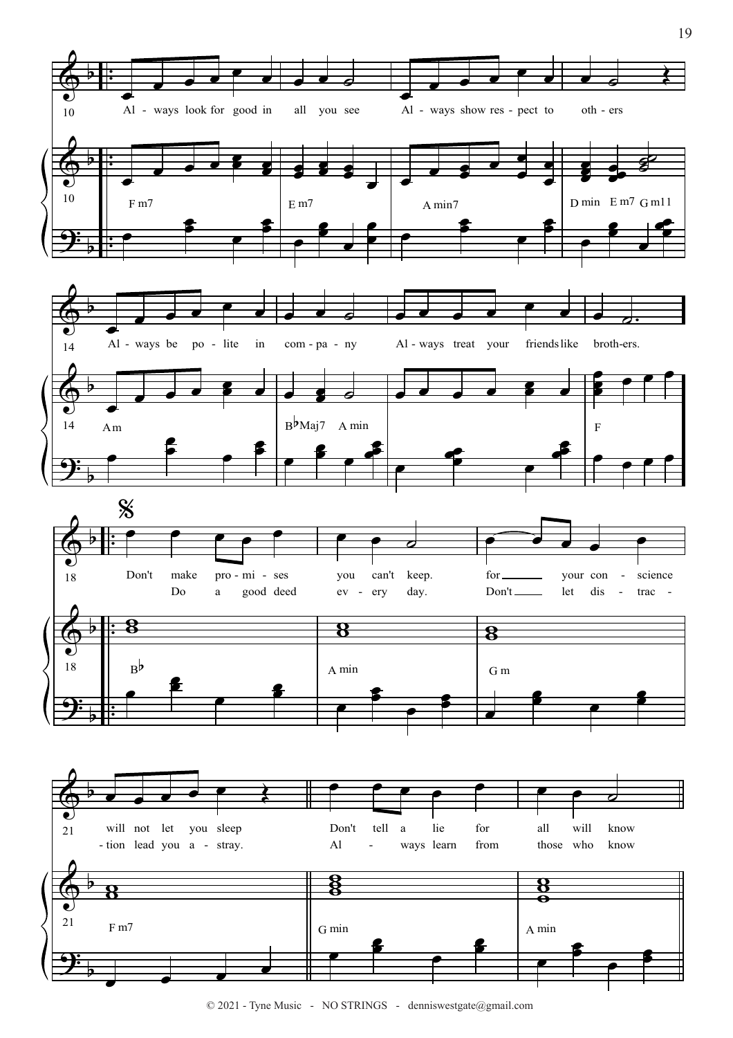Al - ways look for good in all you see Al - ways show res - pect to oth - ers

F m7 E m7 A min7 D min E m7 G m11

Al - ways be po - lite in com - pa - ny Al - ways treat your friends like broth-ers.

Am B♭Maj7 A min F

Don't make pro - mi - ses you can't keep. for ___ your con - science

Do a good deed ev - ery day. Don't ___ let dis - trac -

B♭ A min G m

will not let you sleep Don't tell a lie for all will know

- tion lead you a - stray. Al - ways learn from those who know

F m7 G min A min

© 2021 - Tyne Music - NO STRINGS - denniswestgate@gmail.com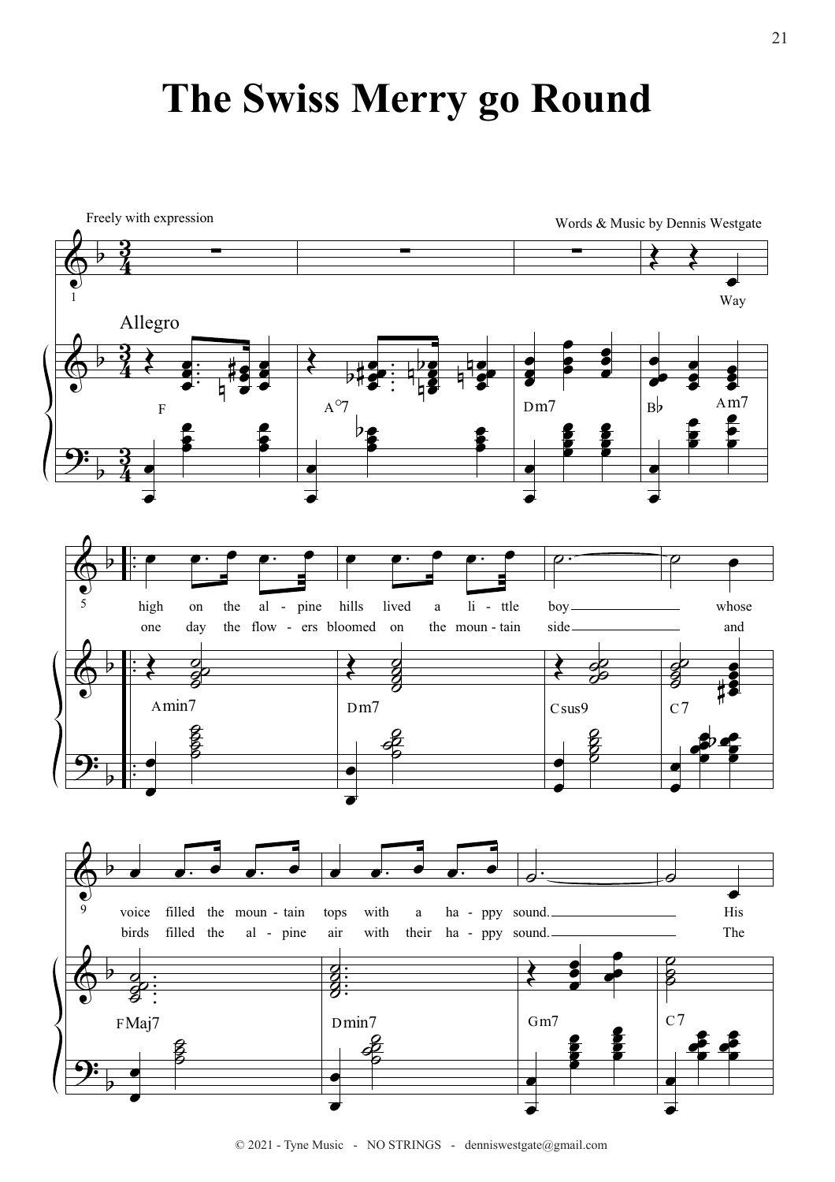# The Swiss Merry go Round

Freely with expression

Words & Music by Dennis Westgate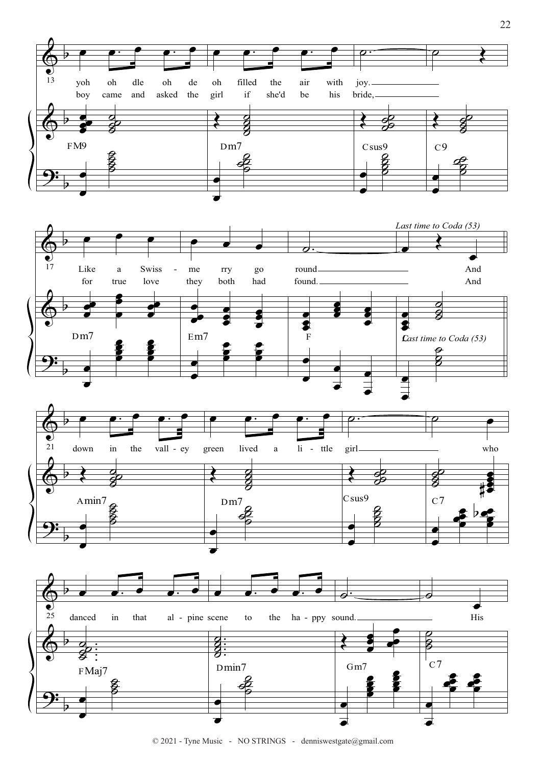*Last time to Coda (53)*

13 yoh oh dle oh de oh filled the air with joy.
boy came and asked the girl if she'd be his bride,

FM9 Dm7 Csus9 C9

17 Like a Swiss - me rry go round And
for true love they both had found. And

Dm7 Em7 F C

21 down in the vall - ey green lived a li - ttle girl who

Amin7 Dm7 Csus9 C7

25 danced in that al - pine scene to the ha - ppy sound. His

FMaj7 Dmin7 Gm7 C7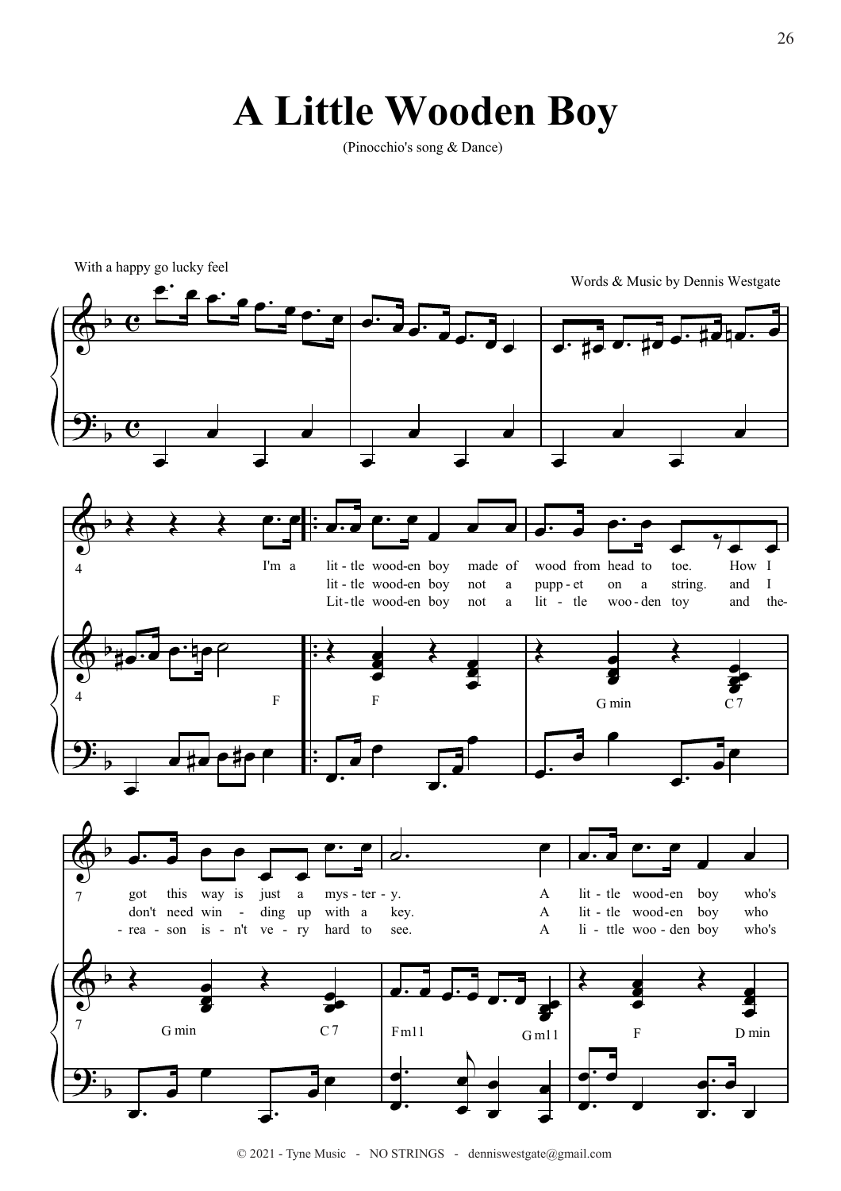# A Little Wooden Boy

(Pinocchio's song & Dance)

With a happy go lucky feel

Words & Music by Dennis Westgate

I'm a lit - tle wood-en boy made of wood from head to toe. How I got this way is just a mys - ter - y. A lit - tle wood-en boy who's

lit - tle wood-en boy not a pupp - et on a string. and I don't need win - ding up with a key. A lit - tle wood-en boy who

Lit - tle wood-en boy not a lit - tle woo - den toy and the- rea - son is - n't ve - ry hard to see. A li - ttle woo - den boy who's

F F G min C 7 G min C 7 Fm11 G m11 F D min

© 2021 - Tyne Music - NO STRINGS - denniswestgate@gmail.com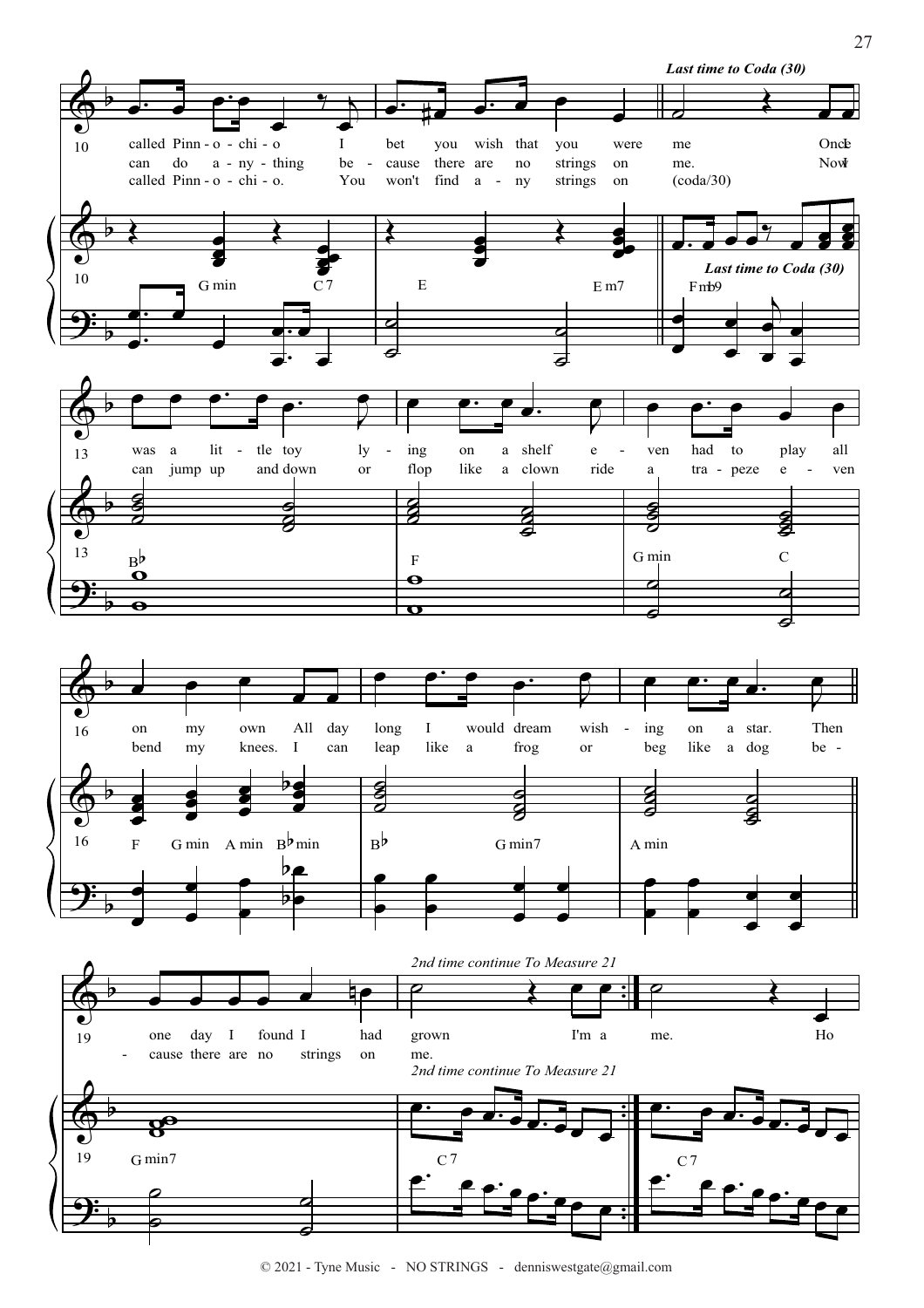*Last time to Coda (30)*

called Pinn - o - chi - o I bet you wish that you were me Once
can do a - ny - thing be - cause there are no strings on me. Now I
called Pinn - o - chi - o. You won't find a - ny strings on (coda/30)

G min C7 E E m7 F m9

*Last time to Coda (30)*

was a lit - tle toy ly - ing on a shelf e - ven had to play all
can jump up and down or flop like a clown ride a tra - peze e - ven

B♭ F G min C

on my own All day long I would dream wish - ing on a star. Then
bend my knees. I can leap like a frog or beg like a dog be -

F G min A min B♭min B♭ G min7 A min

*2nd time continue To Measure 21*

one day I found I had grown I'm a me. Ho
- cause there are no strings on me.

G min7 C7 C7

*2nd time continue To Measure 21*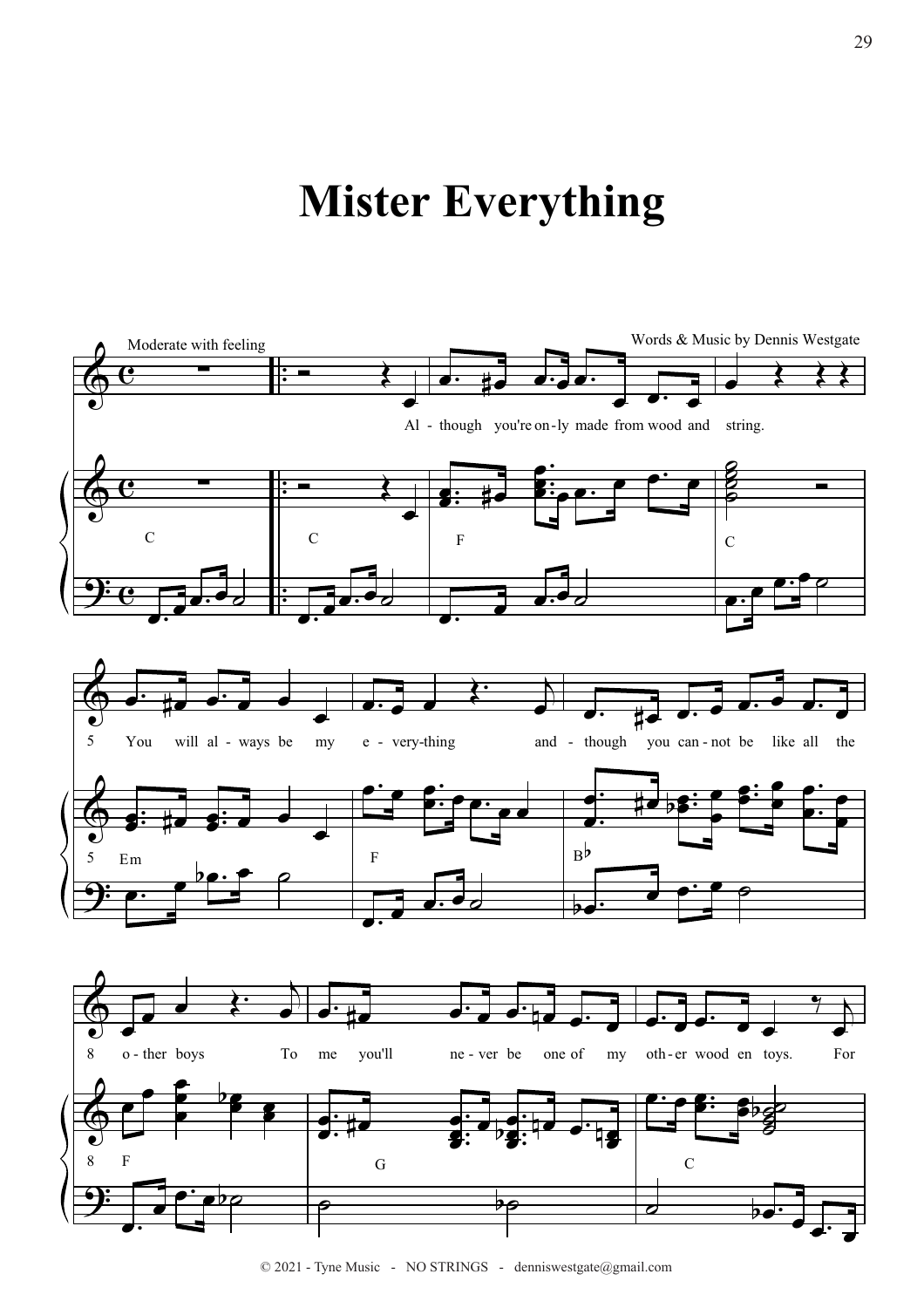# Mister Everything

Moderate with feeling

Words & Music by Dennis Westgate

Al - though you're on - ly made from wood and string.

You will al - ways be my e - very-thing and - though you can - not be like all the

o - ther boys To me you'll ne - ver be one of my oth - er wood en toys. For

© 2021 - Tyne Music - NO STRINGS - denniswestgate@gmail.com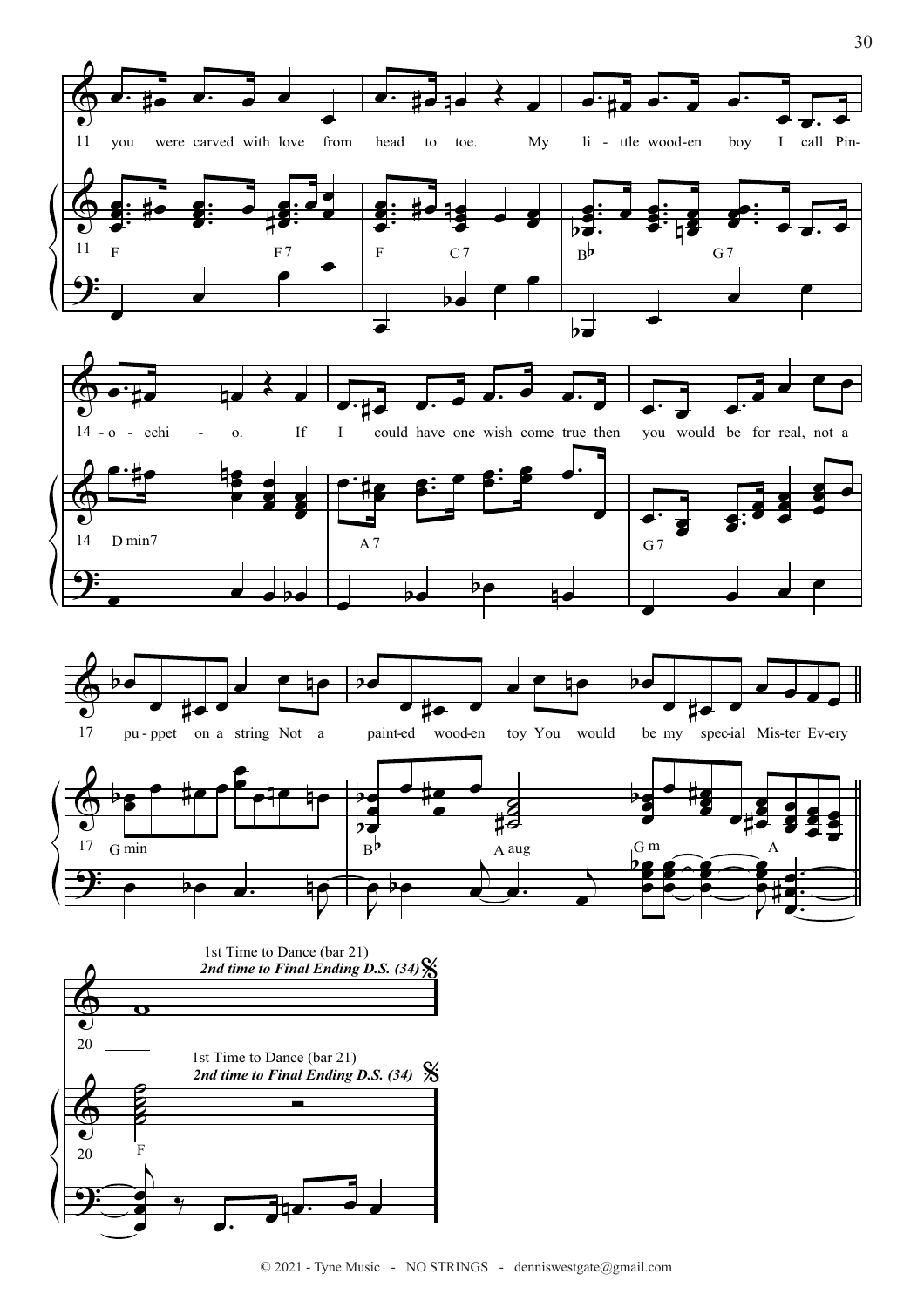11 you were carved with love from head to toe. My li - ttle wood-en boy I call Pin-

11 F F7 F C7 B♭ G7

14 - o - cchi - o. If I could have one wish come true then you would be for real, not a

14 D min7 A7 G7

17 pu - ppet on a string Not a paint-ed wood-en toy You would be my spec-ial Mis-ter Ev-ery

17 G min B♭ A aug G m A

1st Time to Dance (bar 21)

*2nd time to Final Ending D.S. (34)*

20

20 F

1st Time to Dance (bar 21)

*2nd time to Final Ending D.S. (34)*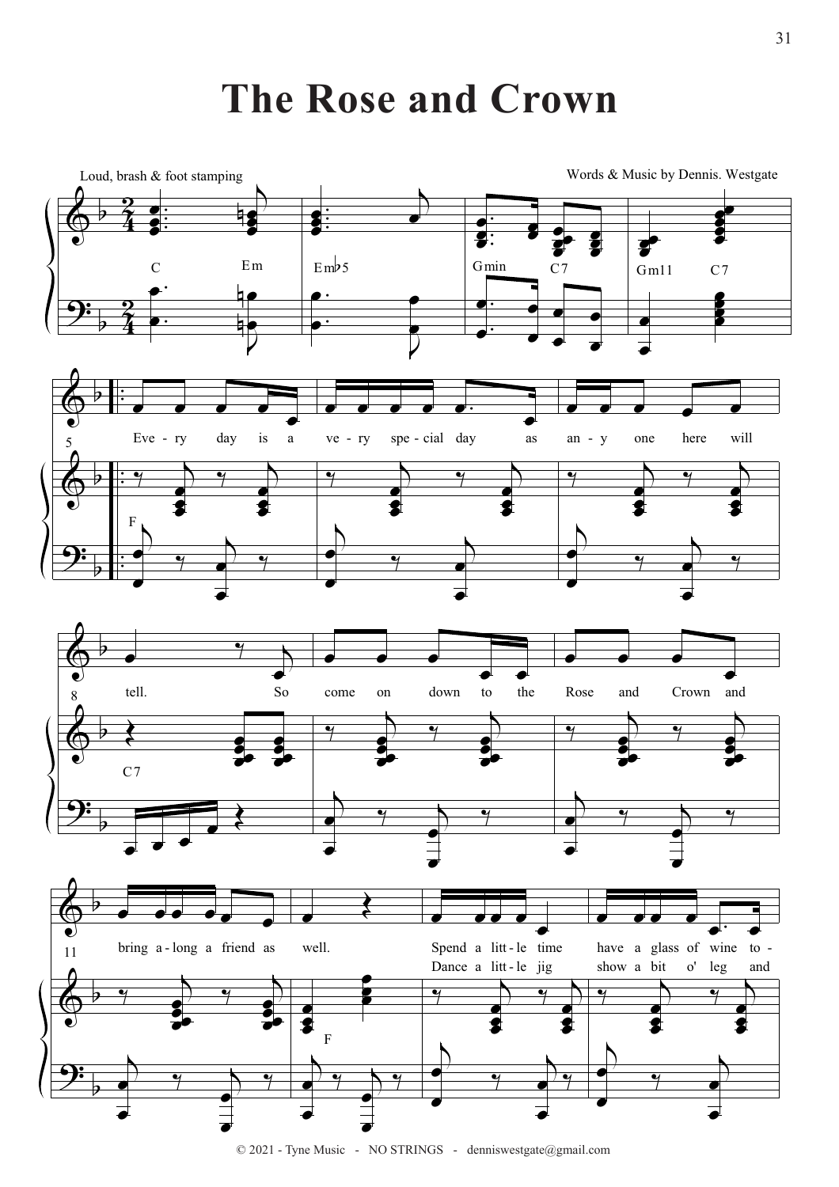# The Rose and Crown

Loud, brash & foot stamping

Words & Music by Dennis. Westgate

C Em Em♭5 Gmin C7 Gm11 C7

F

Eve - ry day is a ve - ry spe - cial day as an - y one here will

C7

tell. So come on down to the Rose and Crown and

bring a - long a friend as well. Spend a litt - le time have a glass of wine to -

Dance a litt - le jig show a bit o' leg and

F

© 2021 - Tyne Music - NO STRINGS - denniswestgate@gmail.com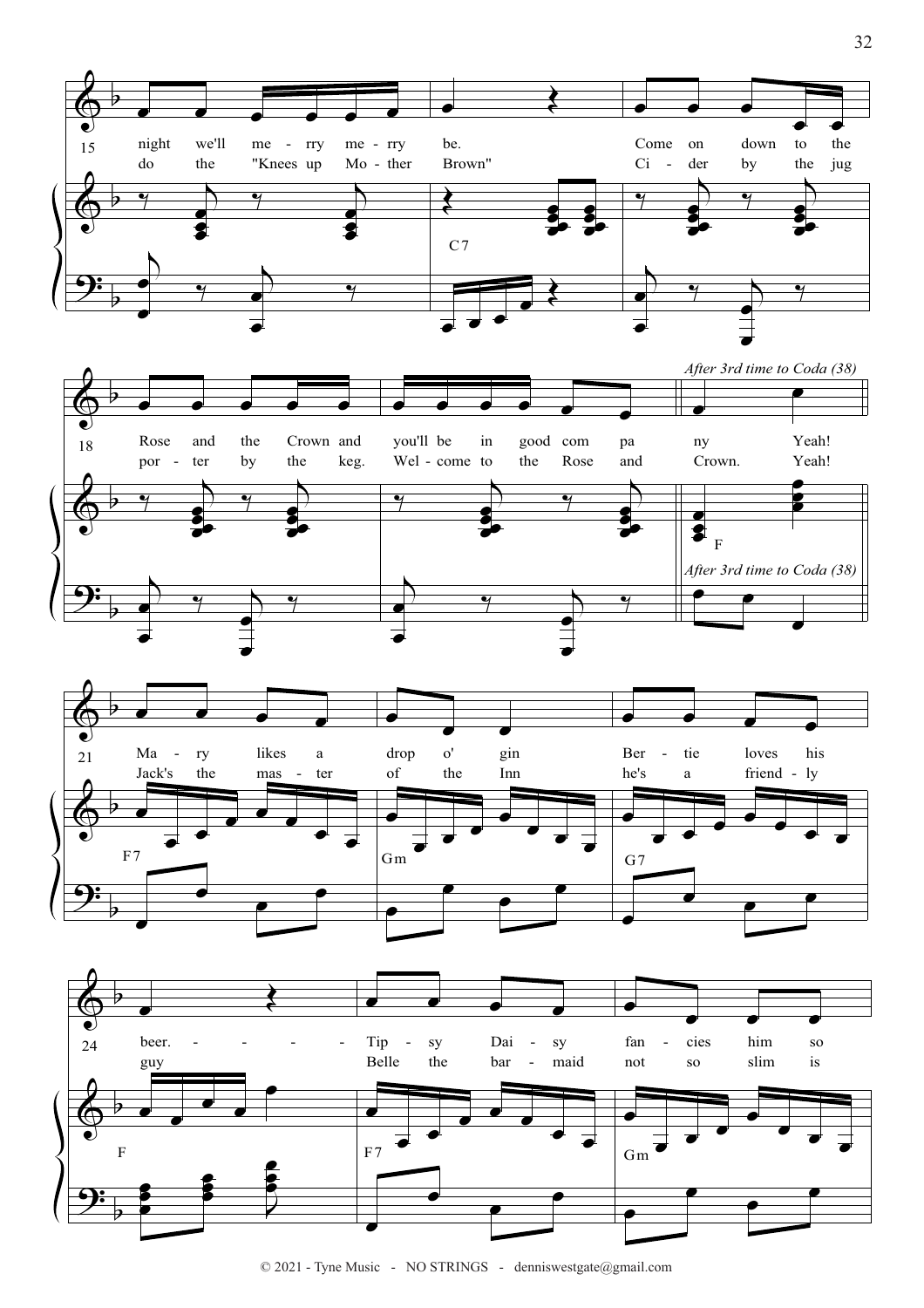*After 3rd time to Coda (38)*

15 night we'll me - rry me - rry be. Come on down to the
do the "Knees up Mo - ther Brown" Ci - der by the jug

18 Rose and the Crown and you'll be in good com pa ny Yeah!
por - ter by the keg. Wel - come to the Rose and Crown. Yeah!

21 Ma - ry likes a drop o' gin Ber - tie loves his
Jack's the mas - ter of the Inn he's a friend - ly

24 beer. - - - - Tip - sy Dai - sy fan - cies him so
guy Belle the bar - maid not so slim is

C7 F F7 Gm G7 F F7 Gm

*After 3rd time to Coda (38)*

© 2021 - Tyne Music - NO STRINGS - denniswestgate@gmail.com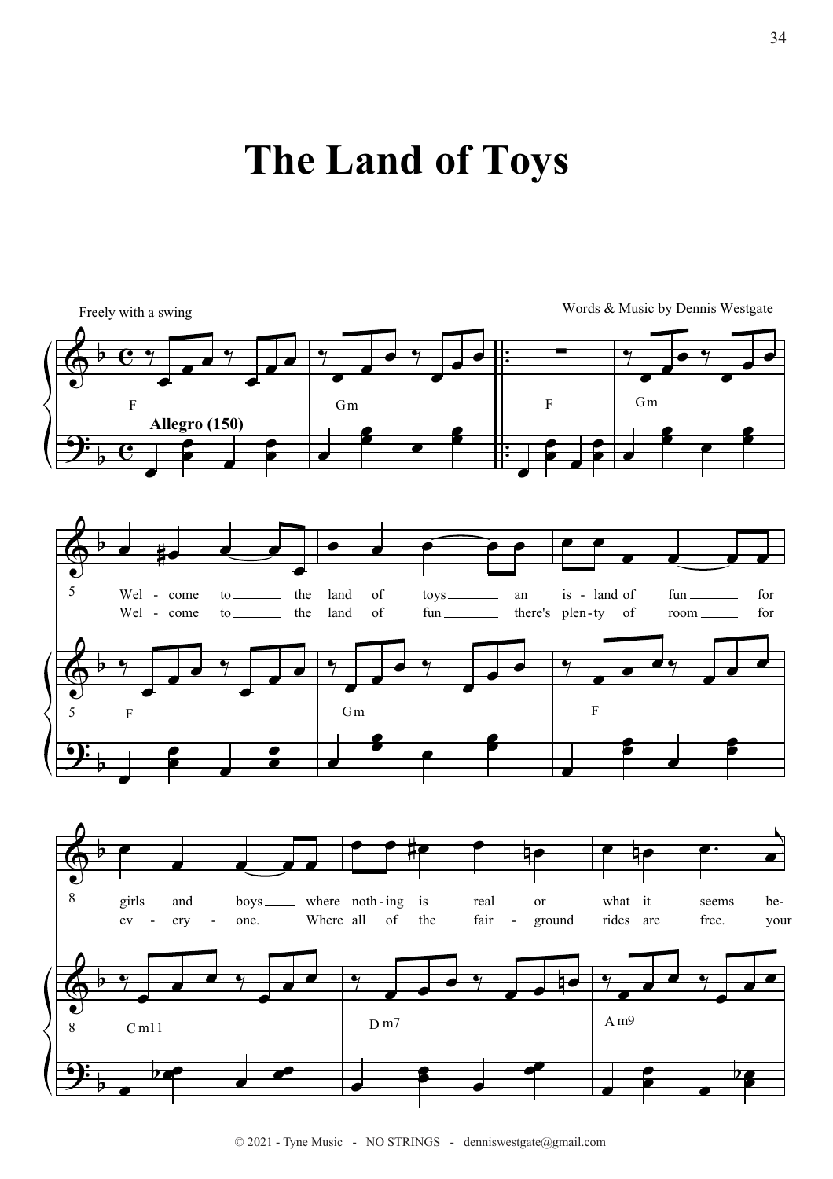# The Land of Toys

Freely with a swing

Words & Music by Dennis Westgate

Allegro (150)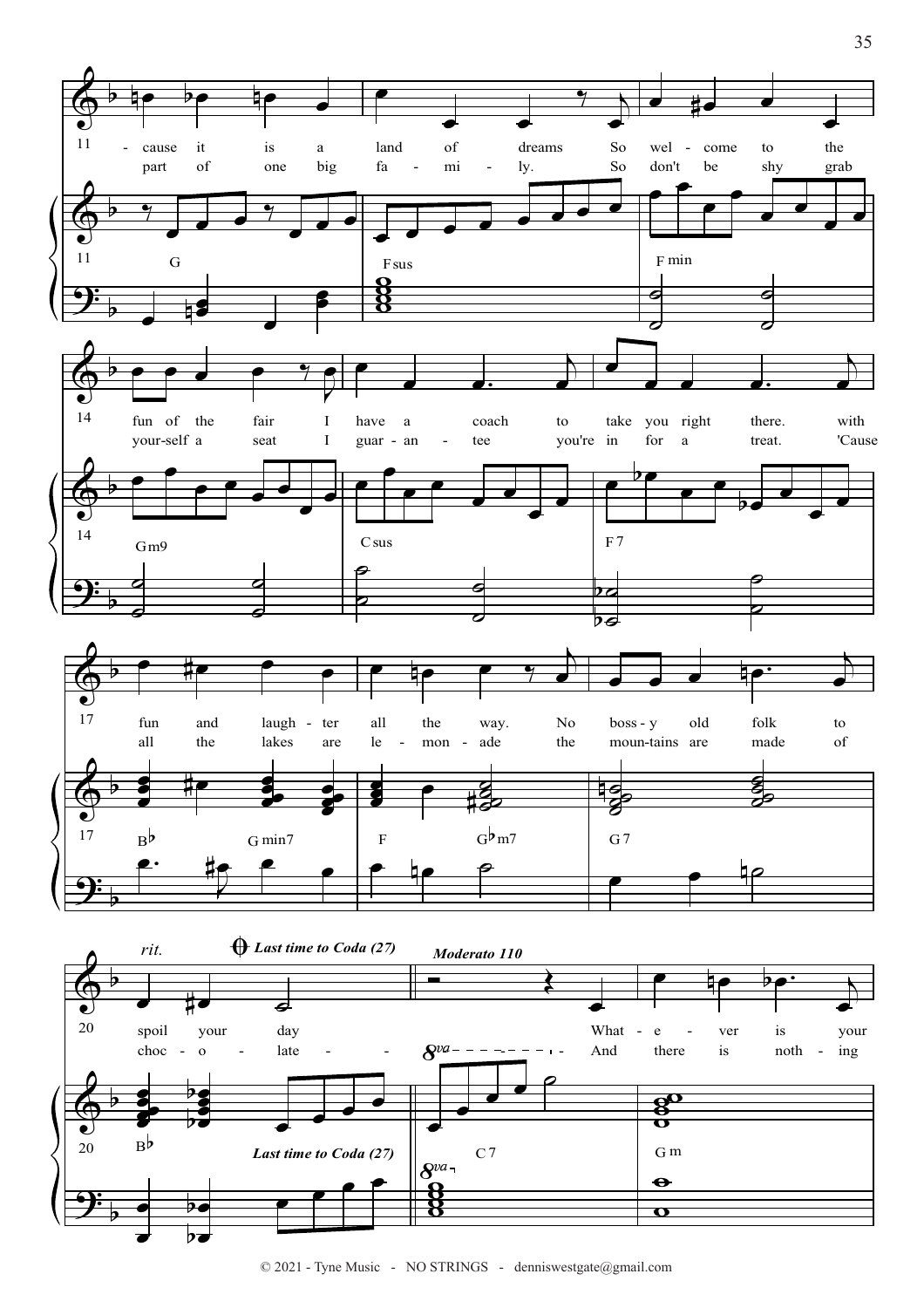11 - cause it is a land of dreams So wel - come to the
part of one big fa - mi - ly. So don't be shy grab

G Fsus F min

14 fun of the fair I have a coach to take you right there. with
your-self a seat I guar - an - tee you're in for a treat. 'Cause

Gm9 Csus F7

17 fun and laugh - ter all the way. No boss - y old folk to
all the lakes are le - mon - ade the moun-tains are made of

B♭ G min7 F G♭m7 G7

*rit.* *Last time to Coda (27)* **Moderato 110**

20 spoil your day What - e - ver is your
choc - o - late - - $8^{va}$ And there is noth - ing

B♭ *Last time to Coda (27)* C7 Gm

$8^{va}$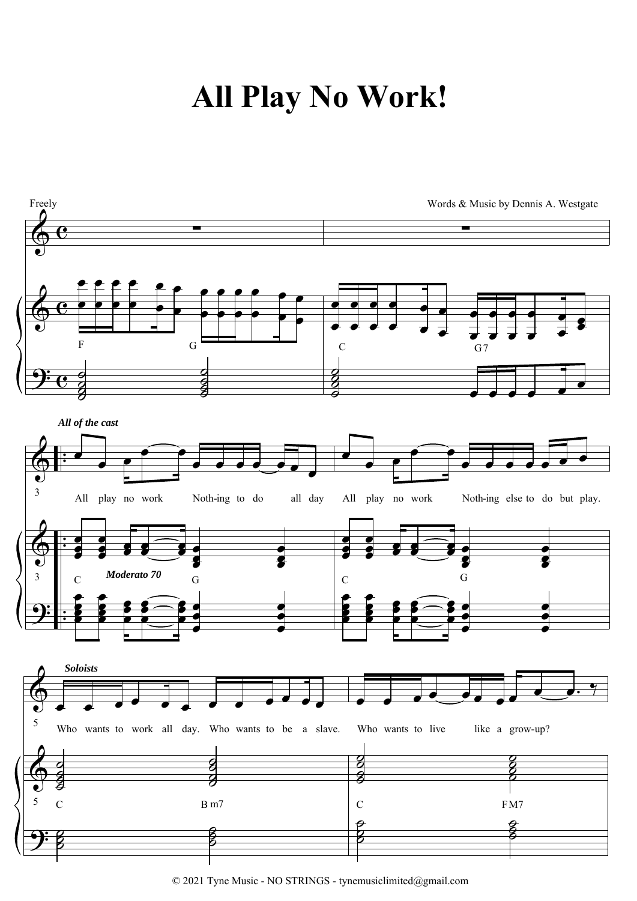# All Play No Work!

Freely

Words & Music by Dennis A. Westgate

F G C G7

*All of the cast*

All play no work Noth-ing to do all day All play no work Noth-ing else to do but play.

C *Moderato 70* G C G

*Soloists*

Who wants to work all day. Who wants to be a slave. Who wants to live like a grow-up?

C Bm7 C FM7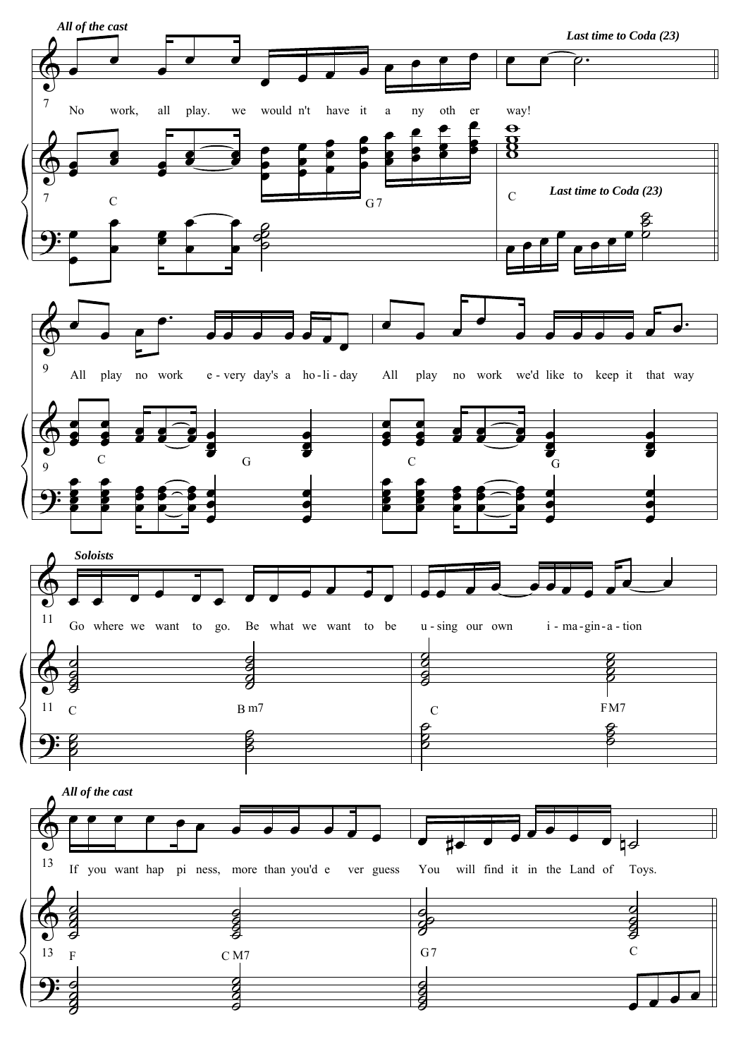*All of the cast*

*Last time to Coda (23)*

7 No work, all play. we would n't have it a ny oth er way!

C G7 C

*Last time to Coda (23)*

9 All play no work e - very day's a ho - li - day All play no work we'd like to keep it that way

C G C G

*Soloists*

11 Go where we want to go. Be what we want to be u - sing our own i - ma - gin - a - tion

C Bm7 C FM7

*All of the cast*

13 If you want hap pi ness, more than you'd e ver guess You will find it in the Land of Toys.

F CM7 G7 C